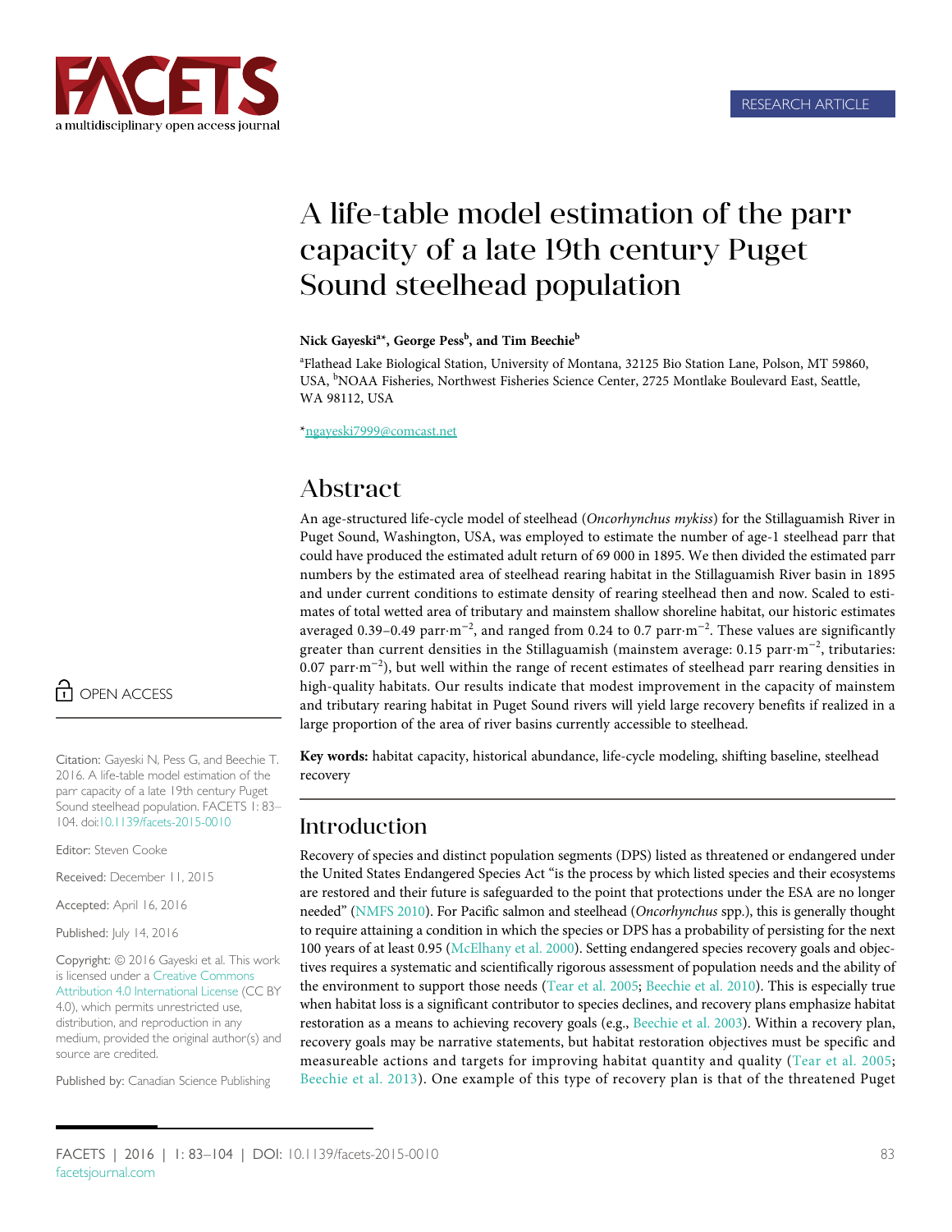RESEARCH ARTICLE

# A life-table model estimation of the parr capacity of a late 19th century Puget Sound steelhead population

**Nick Gayeski[a*], George Pess[b], and Tim Beechie[b]**

[a]Flathead Lake Biological Station, University of Montana, 32125 Bio Station Lane, Polson, MT 59860, USA, [b]NOAA Fisheries, Northwest Fisheries Science Center, 2725 Montlake Boulevard East, Seattle, WA 98112, USA

*ngayeski7999@comcast.net

OPEN ACCESS

Citation: Gayeski N, Pess G, and Beechie T. 2016. A life-table model estimation of the parr capacity of a late 19th century Puget Sound steelhead population. FACETS 1: 83–104. doi:10.1139/facets-2015-0010

Editor: Steven Cooke

Received: December 11, 2015

Accepted: April 16, 2016

Published: July 14, 2016

Copyright: © 2016 Gayeski et al. This work is licensed under a Creative Commons Attribution 4.0 International License (CC BY 4.0), which permits unrestricted use, distribution, and reproduction in any medium, provided the original author(s) and source are credited.

Published by: Canadian Science Publishing

## Abstract

An age-structured life-cycle model of steelhead (*Oncorhynchus mykiss*) for the Stillaguamish River in Puget Sound, Washington, USA, was employed to estimate the number of age-1 steelhead parr that could have produced the estimated adult return of 69 000 in 1895. We then divided the estimated parr numbers by the estimated area of steelhead rearing habitat in the Stillaguamish River basin in 1895 and under current conditions to estimate density of rearing steelhead then and now. Scaled to estimates of total wetted area of tributary and mainstem shallow shoreline habitat, our historic estimates averaged 0.39–0.49 parr·m$^{-2}$, and ranged from 0.24 to 0.7 parr·m$^{-2}$. These values are significantly greater than current densities in the Stillaguamish (mainstem average: 0.15 parr·m$^{-2}$, tributaries: 0.07 parr·m$^{-2}$), but well within the range of recent estimates of steelhead parr rearing densities in high-quality habitats. Our results indicate that modest improvement in the capacity of mainstem and tributary rearing habitat in Puget Sound rivers will yield large recovery benefits if realized in a large proportion of the area of river basins currently accessible to steelhead.

**Key words:** habitat capacity, historical abundance, life-cycle modeling, shifting baseline, steelhead recovery

## Introduction

Recovery of species and distinct population segments (DPS) listed as threatened or endangered under the United States Endangered Species Act "is the process by which listed species and their ecosystems are restored and their future is safeguarded to the point that protections under the ESA are no longer needed" (NMFS 2010). For Pacific salmon and steelhead (*Oncorhynchus* spp.), this is generally thought to require attaining a condition in which the species or DPS has a probability of persisting for the next 100 years of at least 0.95 (McElhany et al. 2000). Setting endangered species recovery goals and objectives requires a systematic and scientifically rigorous assessment of population needs and the ability of the environment to support those needs (Tear et al. 2005; Beechie et al. 2010). This is especially true when habitat loss is a significant contributor to species declines, and recovery plans emphasize habitat restoration as a means to achieving recovery goals (e.g., Beechie et al. 2003). Within a recovery plan, recovery goals may be narrative statements, but habitat restoration objectives must be specific and measureable actions and targets for improving habitat quantity and quality (Tear et al. 2005; Beechie et al. 2013). One example of this type of recovery plan is that of the threatened Puget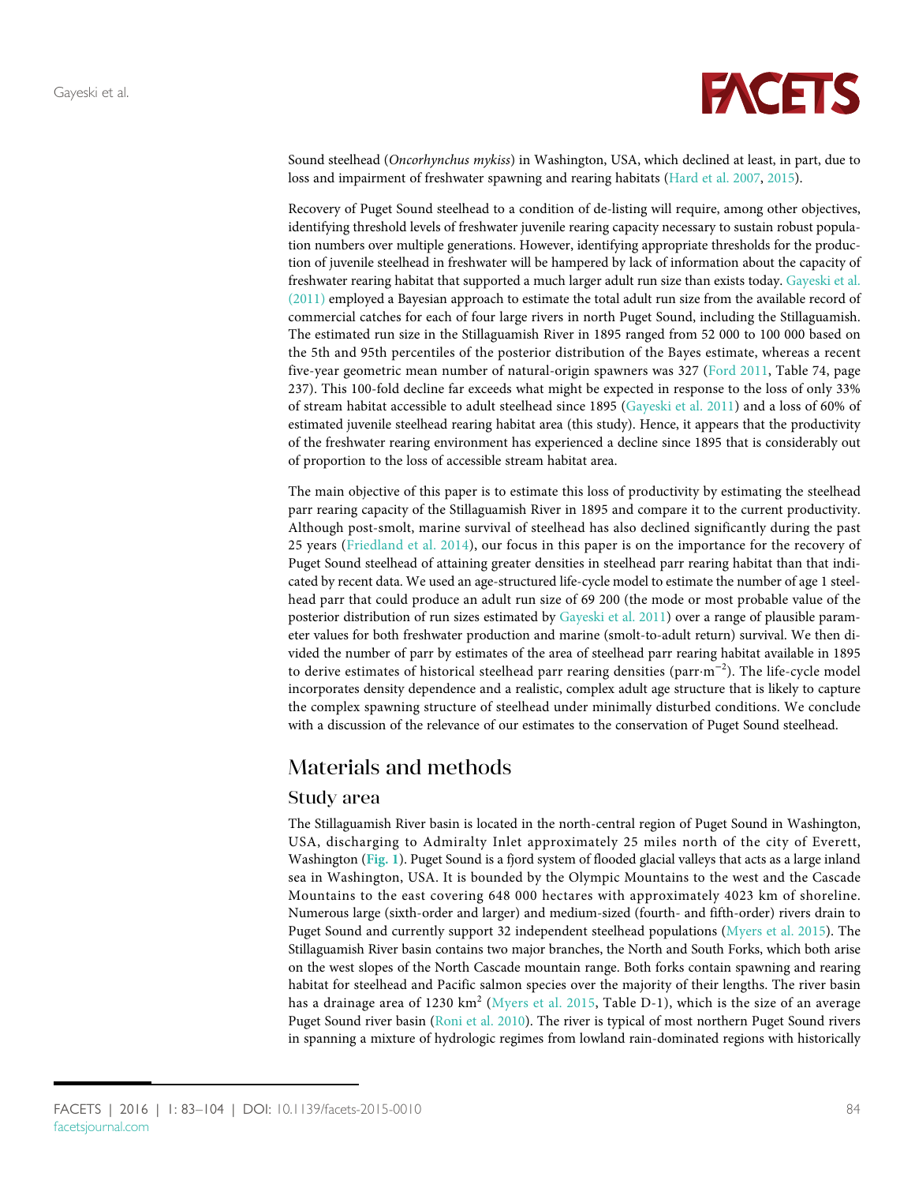Sound steelhead (*Oncorhynchus mykiss*) in Washington, USA, which declined at least, in part, due to loss and impairment of freshwater spawning and rearing habitats (Hard et al. 2007, 2015).

Recovery of Puget Sound steelhead to a condition of de-listing will require, among other objectives, identifying threshold levels of freshwater juvenile rearing capacity necessary to sustain robust population numbers over multiple generations. However, identifying appropriate thresholds for the production of juvenile steelhead in freshwater will be hampered by lack of information about the capacity of freshwater rearing habitat that supported a much larger adult run size than exists today. Gayeski et al. (2011) employed a Bayesian approach to estimate the total adult run size from the available record of commercial catches for each of four large rivers in north Puget Sound, including the Stillaguamish. The estimated run size in the Stillaguamish River in 1895 ranged from 52 000 to 100 000 based on the 5th and 95th percentiles of the posterior distribution of the Bayes estimate, whereas a recent five-year geometric mean number of natural-origin spawners was 327 (Ford 2011, Table 74, page 237). This 100-fold decline far exceeds what might be expected in response to the loss of only 33% of stream habitat accessible to adult steelhead since 1895 (Gayeski et al. 2011) and a loss of 60% of estimated juvenile steelhead rearing habitat area (this study). Hence, it appears that the productivity of the freshwater rearing environment has experienced a decline since 1895 that is considerably out of proportion to the loss of accessible stream habitat area.

The main objective of this paper is to estimate this loss of productivity by estimating the steelhead parr rearing capacity of the Stillaguamish River in 1895 and compare it to the current productivity. Although post-smolt, marine survival of steelhead has also declined significantly during the past 25 years (Friedland et al. 2014), our focus in this paper is on the importance for the recovery of Puget Sound steelhead of attaining greater densities in steelhead parr rearing habitat than that indicated by recent data. We used an age-structured life-cycle model to estimate the number of age 1 steelhead parr that could produce an adult run size of 69 200 (the mode or most probable value of the posterior distribution of run sizes estimated by Gayeski et al. 2011) over a range of plausible parameter values for both freshwater production and marine (smolt-to-adult return) survival. We then divided the number of parr by estimates of the area of steelhead parr rearing habitat available in 1895 to derive estimates of historical steelhead parr rearing densities (parr·m$^{-2}$). The life-cycle model incorporates density dependence and a realistic, complex adult age structure that is likely to capture the complex spawning structure of steelhead under minimally disturbed conditions. We conclude with a discussion of the relevance of our estimates to the conservation of Puget Sound steelhead.

# Materials and methods

## Study area

The Stillaguamish River basin is located in the north-central region of Puget Sound in Washington, USA, discharging to Admiralty Inlet approximately 25 miles north of the city of Everett, Washington (Fig. 1). Puget Sound is a fjord system of flooded glacial valleys that acts as a large inland sea in Washington, USA. It is bounded by the Olympic Mountains to the west and the Cascade Mountains to the east covering 648 000 hectares with approximately 4023 km of shoreline. Numerous large (sixth-order and larger) and medium-sized (fourth- and fifth-order) rivers drain to Puget Sound and currently support 32 independent steelhead populations (Myers et al. 2015). The Stillaguamish River basin contains two major branches, the North and South Forks, which both arise on the west slopes of the North Cascade mountain range. Both forks contain spawning and rearing habitat for steelhead and Pacific salmon species over the majority of their lengths. The river basin has a drainage area of 1230 km$^2$ (Myers et al. 2015, Table D-1), which is the size of an average Puget Sound river basin (Roni et al. 2010). The river is typical of most northern Puget Sound rivers in spanning a mixture of hydrologic regimes from lowland rain-dominated regions with historically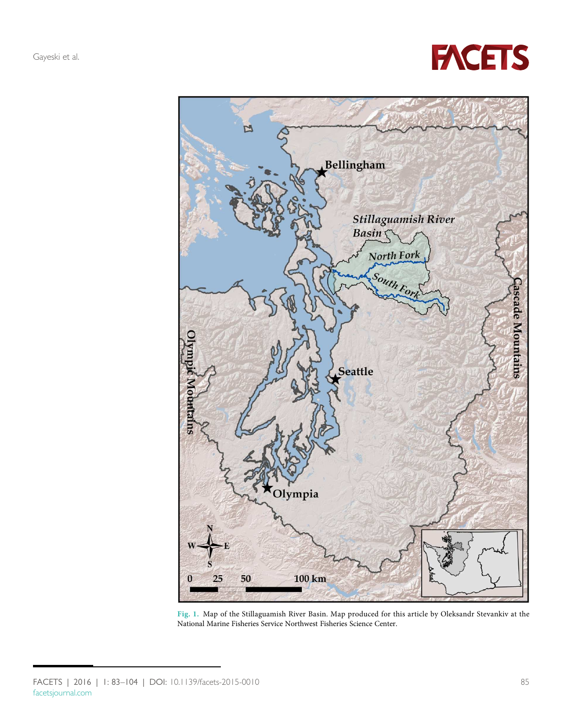Fig. 1. Map of the Stillaguamish River Basin. Map produced for this article by Oleksandr Stevankiv at the National Marine Fisheries Service Northwest Fisheries Science Center.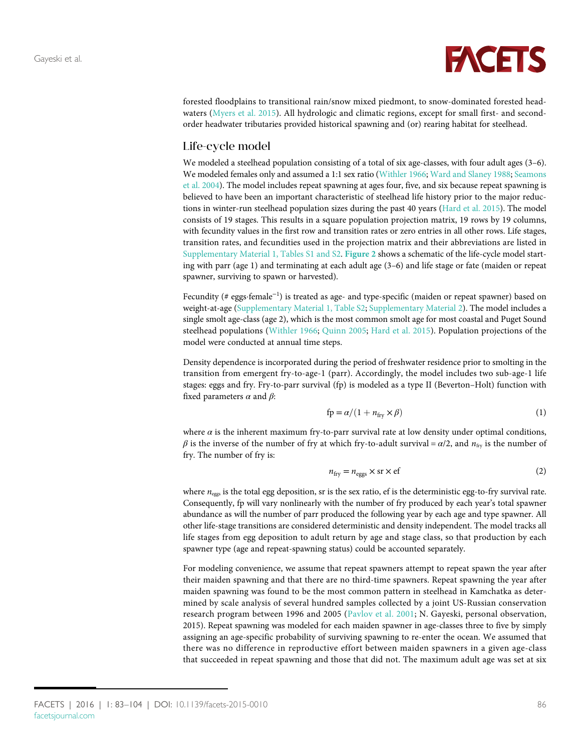forested floodplains to transitional rain/snow mixed piedmont, to snow-dominated forested headwaters (Myers et al. 2015). All hydrologic and climatic regions, except for small first- and second-order headwater tributaries provided historical spawning and (or) rearing habitat for steelhead.

## Life-cycle model

We modeled a steelhead population consisting of a total of six age-classes, with four adult ages (3–6). We modeled females only and assumed a 1:1 sex ratio (Withler 1966; Ward and Slaney 1988; Seamons et al. 2004). The model includes repeat spawning at ages four, five, and six because repeat spawning is believed to have been an important characteristic of steelhead life history prior to the major reductions in winter-run steelhead population sizes during the past 40 years (Hard et al. 2015). The model consists of 19 stages. This results in a square population projection matrix, 19 rows by 19 columns, with fecundity values in the first row and transition rates or zero entries in all other rows. Life stages, transition rates, and fecundities used in the projection matrix and their abbreviations are listed in Supplementary Material 1, Tables S1 and S2. **Figure 2** shows a schematic of the life-cycle model starting with parr (age 1) and terminating at each adult age (3–6) and life stage or fate (maiden or repeat spawner, surviving to spawn or harvested).

Fecundity (# eggs·female$^{-1}$) is treated as age- and type-specific (maiden or repeat spawner) based on weight-at-age (Supplementary Material 1, Table S2; Supplementary Material 2). The model includes a single smolt age-class (age 2), which is the most common smolt age for most coastal and Puget Sound steelhead populations (Withler 1966; Quinn 2005; Hard et al. 2015). Population projections of the model were conducted at annual time steps.

Density dependence is incorporated during the period of freshwater residence prior to smolting in the transition from emergent fry-to-age-1 (parr). Accordingly, the model includes two sub-age-1 life stages: eggs and fry. Fry-to-parr survival (fp) is modeled as a type II (Beverton–Holt) function with fixed parameters $\alpha$ and $\beta$:

$$\mathrm{fp} = \alpha/(1 + n_{\mathrm{fry}} \times \beta) \tag{1}$$

where $\alpha$ is the inherent maximum fry-to-parr survival rate at low density under optimal conditions, $\beta$ is the inverse of the number of fry at which fry-to-adult survival = $\alpha/2$, and $n_{\mathrm{fry}}$ is the number of fry. The number of fry is:

$$n_{\mathrm{fry}} = n_{\mathrm{eggs}} \times \mathrm{sr} \times \mathrm{ef} \tag{2}$$

where $n_{\mathrm{eggs}}$ is the total egg deposition, sr is the sex ratio, ef is the deterministic egg-to-fry survival rate. Consequently, fp will vary nonlinearly with the number of fry produced by each year's total spawner abundance as will the number of parr produced the following year by each age and type spawner. All other life-stage transitions are considered deterministic and density independent. The model tracks all life stages from egg deposition to adult return by age and stage class, so that production by each spawner type (age and repeat-spawning status) could be accounted separately.

For modeling convenience, we assume that repeat spawners attempt to repeat spawn the year after their maiden spawning and that there are no third-time spawners. Repeat spawning the year after maiden spawning was found to be the most common pattern in steelhead in Kamchatka as determined by scale analysis of several hundred samples collected by a joint US-Russian conservation research program between 1996 and 2005 (Pavlov et al. 2001; N. Gayeski, personal observation, 2015). Repeat spawning was modeled for each maiden spawner in age-classes three to five by simply assigning an age-specific probability of surviving spawning to re-enter the ocean. We assumed that there was no difference in reproductive effort between maiden spawners in a given age-class that succeeded in repeat spawning and those that did not. The maximum adult age was set at six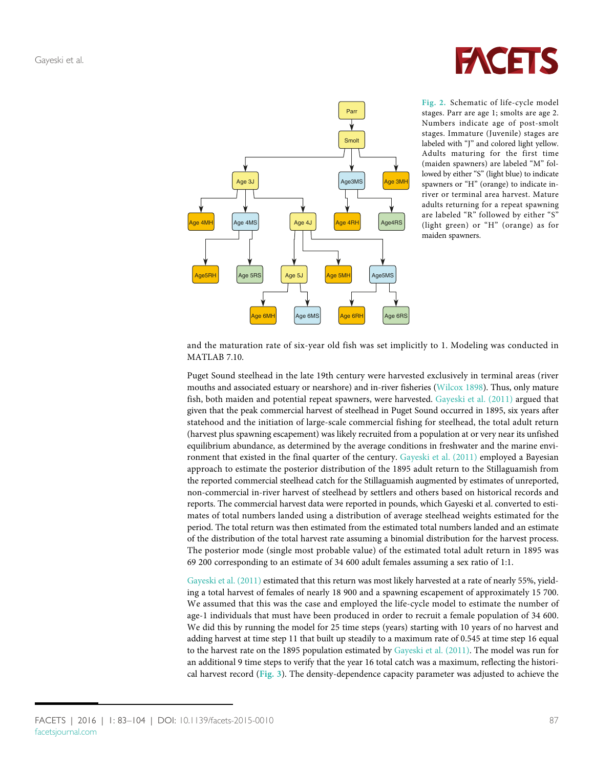Fig. 2. Schematic of life-cycle model stages. Parr are age 1; smolts are age 2. Numbers indicate age of post-smolt stages. Immature (Juvenile) stages are labeled with "J" and colored light yellow. Adults maturing for the first time (maiden spawners) are labeled "M" followed by either "S" (light blue) to indicate spawners or "H" (orange) to indicate in-river or terminal area harvest. Mature adults returning for a repeat spawning are labeled "R" followed by either "S" (light green) or "H" (orange) as for maiden spawners.

and the maturation rate of six-year old fish was set implicitly to 1. Modeling was conducted in MATLAB 7.10.

Puget Sound steelhead in the late 19th century were harvested exclusively in terminal areas (river mouths and associated estuary or nearshore) and in-river fisheries (Wilcox 1898). Thus, only mature fish, both maiden and potential repeat spawners, were harvested. Gayeski et al. (2011) argued that given that the peak commercial harvest of steelhead in Puget Sound occurred in 1895, six years after statehood and the initiation of large-scale commercial fishing for steelhead, the total adult return (harvest plus spawning escapement) was likely recruited from a population at or very near its unfished equilibrium abundance, as determined by the average conditions in freshwater and the marine environment that existed in the final quarter of the century. Gayeski et al. (2011) employed a Bayesian approach to estimate the posterior distribution of the 1895 adult return to the Stillaguamish from the reported commercial steelhead catch for the Stillaguamish augmented by estimates of unreported, non-commercial in-river harvest of steelhead by settlers and others based on historical records and reports. The commercial harvest data were reported in pounds, which Gayeski et al. converted to estimates of total numbers landed using a distribution of average steelhead weights estimated for the period. The total return was then estimated from the estimated total numbers landed and an estimate of the distribution of the total harvest rate assuming a binomial distribution for the harvest process. The posterior mode (single most probable value) of the estimated total adult return in 1895 was 69 200 corresponding to an estimate of 34 600 adult females assuming a sex ratio of 1:1.

Gayeski et al. (2011) estimated that this return was most likely harvested at a rate of nearly 55%, yielding a total harvest of females of nearly 18 900 and a spawning escapement of approximately 15 700. We assumed that this was the case and employed the life-cycle model to estimate the number of age-1 individuals that must have been produced in order to recruit a female population of 34 600. We did this by running the model for 25 time steps (years) starting with 10 years of no harvest and adding harvest at time step 11 that built up steadily to a maximum rate of 0.545 at time step 16 equal to the harvest rate on the 1895 population estimated by Gayeski et al. (2011). The model was run for an additional 9 time steps to verify that the year 16 total catch was a maximum, reflecting the historical harvest record (Fig. 3). The density-dependence capacity parameter was adjusted to achieve the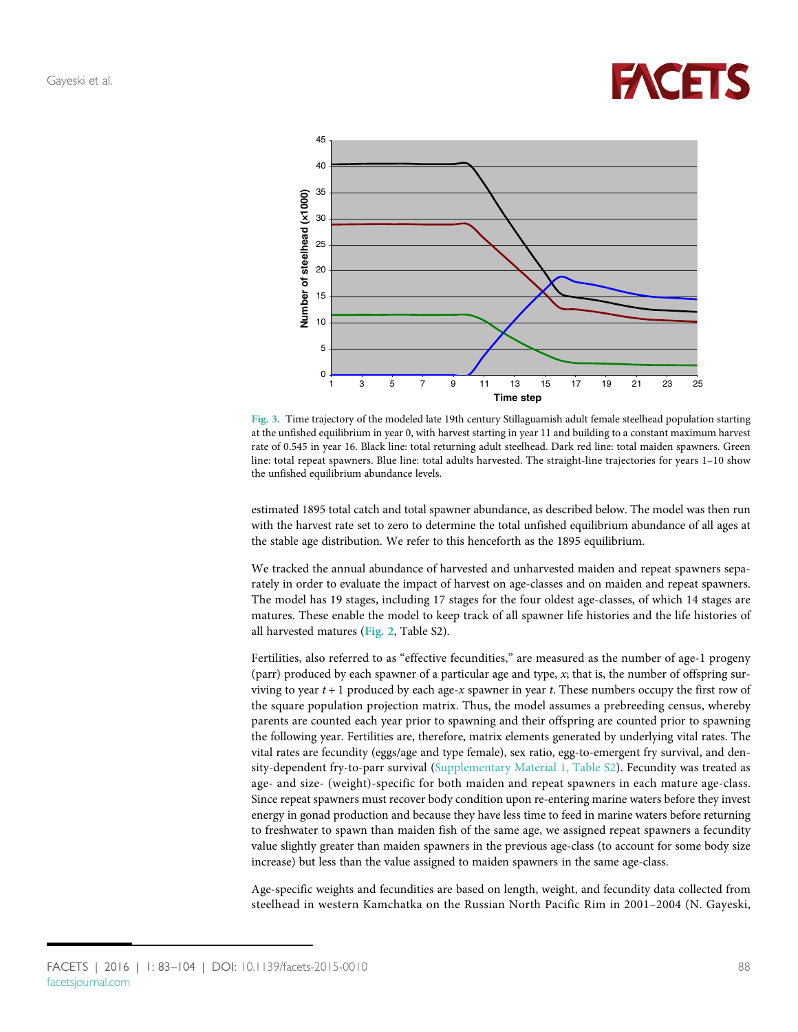Fig. 3. Time trajectory of the modeled late 19th century Stillaguamish adult female steelhead population starting at the unfished equilibrium in year 0, with harvest starting in year 11 and building to a constant maximum harvest rate of 0.545 in year 16. Black line: total returning adult steelhead. Dark red line: total maiden spawners. Green line: total repeat spawners. Blue line: total adults harvested. The straight-line trajectories for years 1–10 show the unfished equilibrium abundance levels.

estimated 1895 total catch and total spawner abundance, as described below. The model was then run with the harvest rate set to zero to determine the total unfished equilibrium abundance of all ages at the stable age distribution. We refer to this henceforth as the 1895 equilibrium.

We tracked the annual abundance of harvested and unharvested maiden and repeat spawners separately in order to evaluate the impact of harvest on age-classes and on maiden and repeat spawners. The model has 19 stages, including 17 stages for the four oldest age-classes, of which 14 stages are matures. These enable the model to keep track of all spawner life histories and the life histories of all harvested matures (Fig. 2, Table S2).

Fertilities, also referred to as "effective fecundities," are measured as the number of age-1 progeny (parr) produced by each spawner of a particular age and type, $x$; that is, the number of offspring surviving to year $t + 1$ produced by each age-$x$ spawner in year $t$. These numbers occupy the first row of the square population projection matrix. Thus, the model assumes a prebreeding census, whereby parents are counted each year prior to spawning and their offspring are counted prior to spawning the following year. Fertilities are, therefore, matrix elements generated by underlying vital rates. The vital rates are fecundity (eggs/age and type female), sex ratio, egg-to-emergent fry survival, and density-dependent fry-to-parr survival (Supplementary Material 1, Table S2). Fecundity was treated as age- and size- (weight)-specific for both maiden and repeat spawners in each mature age-class. Since repeat spawners must recover body condition upon re-entering marine waters before they invest energy in gonad production and because they have less time to feed in marine waters before returning to freshwater to spawn than maiden fish of the same age, we assigned repeat spawners a fecundity value slightly greater than maiden spawners in the previous age-class (to account for some body size increase) but less than the value assigned to maiden spawners in the same age-class.

Age-specific weights and fecundities are based on length, weight, and fecundity data collected from steelhead in western Kamchatka on the Russian North Pacific Rim in 2001–2004 (N. Gayeski,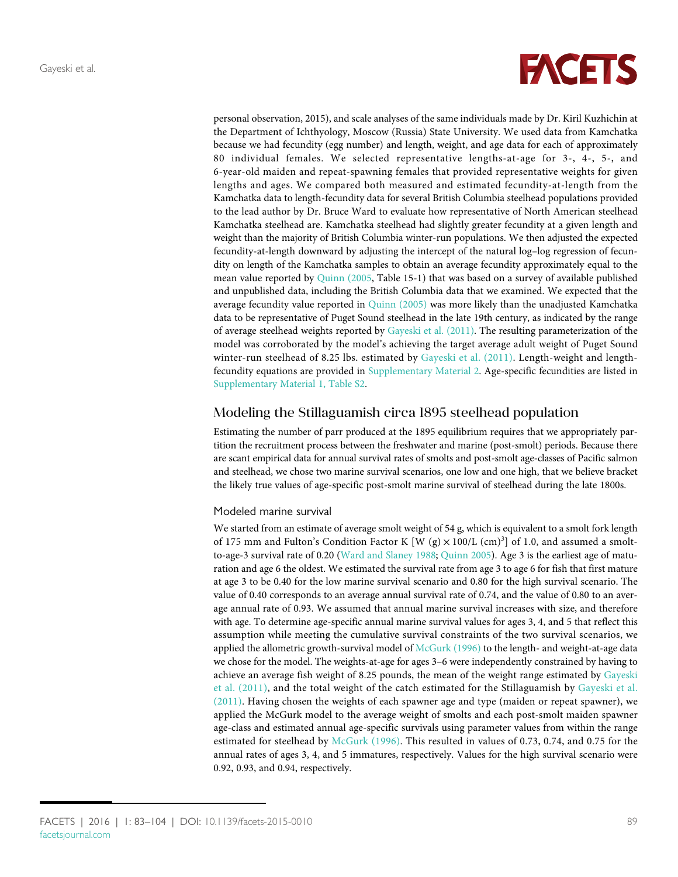personal observation, 2015), and scale analyses of the same individuals made by Dr. Kiril Kuzhichin at the Department of Ichthyology, Moscow (Russia) State University. We used data from Kamchatka because we had fecundity (egg number) and length, weight, and age data for each of approximately 80 individual females. We selected representative lengths-at-age for 3-, 4-, 5-, and 6-year-old maiden and repeat-spawning females that provided representative weights for given lengths and ages. We compared both measured and estimated fecundity-at-length from the Kamchatka data to length-fecundity data for several British Columbia steelhead populations provided to the lead author by Dr. Bruce Ward to evaluate how representative of North American steelhead Kamchatka steelhead are. Kamchatka steelhead had slightly greater fecundity at a given length and weight than the majority of British Columbia winter-run populations. We then adjusted the expected fecundity-at-length downward by adjusting the intercept of the natural log–log regression of fecundity on length of the Kamchatka samples to obtain an average fecundity approximately equal to the mean value reported by Quinn (2005, Table 15-1) that was based on a survey of available published and unpublished data, including the British Columbia data that we examined. We expected that the average fecundity value reported in Quinn (2005) was more likely than the unadjusted Kamchatka data to be representative of Puget Sound steelhead in the late 19th century, as indicated by the range of average steelhead weights reported by Gayeski et al. (2011). The resulting parameterization of the model was corroborated by the model's achieving the target average adult weight of Puget Sound winter-run steelhead of 8.25 lbs. estimated by Gayeski et al. (2011). Length-weight and length-fecundity equations are provided in Supplementary Material 2. Age-specific fecundities are listed in Supplementary Material 1, Table S2.

## Modeling the Stillaguamish circa 1895 steelhead population

Estimating the number of parr produced at the 1895 equilibrium requires that we appropriately partition the recruitment process between the freshwater and marine (post-smolt) periods. Because there are scant empirical data for annual survival rates of smolts and post-smolt age-classes of Pacific salmon and steelhead, we chose two marine survival scenarios, one low and one high, that we believe bracket the likely true values of age-specific post-smolt marine survival of steelhead during the late 1800s.

### Modeled marine survival

We started from an estimate of average smolt weight of 54 g, which is equivalent to a smolt fork length of 175 mm and Fulton's Condition Factor K [$W\ (g) \times 100/L\ (cm)^3$] of 1.0, and assumed a smolt-to-age-3 survival rate of 0.20 (Ward and Slaney 1988; Quinn 2005). Age 3 is the earliest age of maturation and age 6 the oldest. We estimated the survival rate from age 3 to age 6 for fish that first mature at age 3 to be 0.40 for the low marine survival scenario and 0.80 for the high survival scenario. The value of 0.40 corresponds to an average annual survival rate of 0.74, and the value of 0.80 to an average annual rate of 0.93. We assumed that annual marine survival increases with size, and therefore with age. To determine age-specific annual marine survival values for ages 3, 4, and 5 that reflect this assumption while meeting the cumulative survival constraints of the two survival scenarios, we applied the allometric growth-survival model of McGurk (1996) to the length- and weight-at-age data we chose for the model. The weights-at-age for ages 3–6 were independently constrained by having to achieve an average fish weight of 8.25 pounds, the mean of the weight range estimated by Gayeski et al. (2011), and the total weight of the catch estimated for the Stillaguamish by Gayeski et al. (2011). Having chosen the weights of each spawner age and type (maiden or repeat spawner), we applied the McGurk model to the average weight of smolts and each post-smolt maiden spawner age-class and estimated annual age-specific survivals using parameter values from within the range estimated for steelhead by McGurk (1996). This resulted in values of 0.73, 0.74, and 0.75 for the annual rates of ages 3, 4, and 5 immatures, respectively. Values for the high survival scenario were 0.92, 0.93, and 0.94, respectively.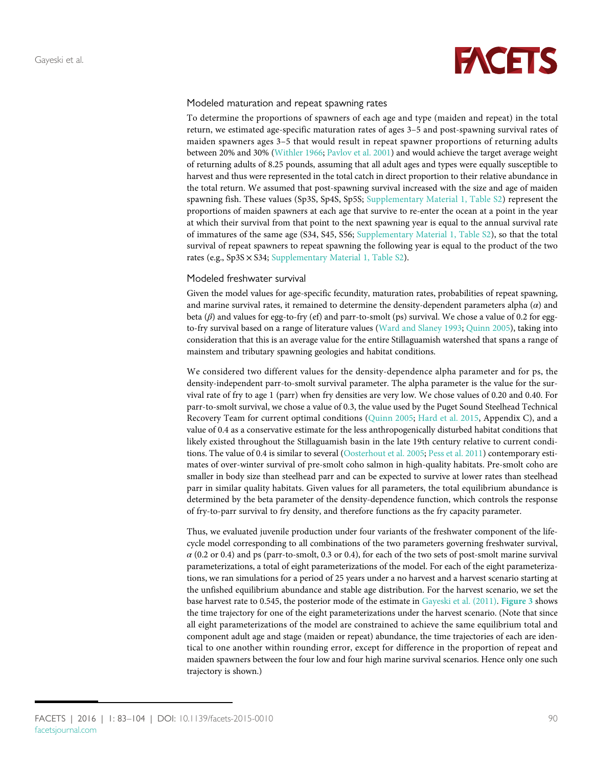### Modeled maturation and repeat spawning rates

To determine the proportions of spawners of each age and type (maiden and repeat) in the total return, we estimated age-specific maturation rates of ages 3–5 and post-spawning survival rates of maiden spawners ages 3–5 that would result in repeat spawner proportions of returning adults between 20% and 30% (Withler 1966; Pavlov et al. 2001) and would achieve the target average weight of returning adults of 8.25 pounds, assuming that all adult ages and types were equally susceptible to harvest and thus were represented in the total catch in direct proportion to their relative abundance in the total return. We assumed that post-spawning survival increased with the size and age of maiden spawning fish. These values (Sp3S, Sp4S, Sp5S; Supplementary Material 1, Table S2) represent the proportions of maiden spawners at each age that survive to re-enter the ocean at a point in the year at which their survival from that point to the next spawning year is equal to the annual survival rate of immatures of the same age (S34, S45, S56; Supplementary Material 1, Table S2), so that the total survival of repeat spawners to repeat spawning the following year is equal to the product of the two rates (e.g., Sp3S × S34; Supplementary Material 1, Table S2).

### Modeled freshwater survival

Given the model values for age-specific fecundity, maturation rates, probabilities of repeat spawning, and marine survival rates, it remained to determine the density-dependent parameters alpha ($\alpha$) and beta ($\beta$) and values for egg-to-fry (ef) and parr-to-smolt (ps) survival. We chose a value of 0.2 for egg-to-fry survival based on a range of literature values (Ward and Slaney 1993; Quinn 2005), taking into consideration that this is an average value for the entire Stillaguamish watershed that spans a range of mainstem and tributary spawning geologies and habitat conditions.

We considered two different values for the density-dependence alpha parameter and for ps, the density-independent parr-to-smolt survival parameter. The alpha parameter is the value for the survival rate of fry to age 1 (parr) when fry densities are very low. We chose values of 0.20 and 0.40. For parr-to-smolt survival, we chose a value of 0.3, the value used by the Puget Sound Steelhead Technical Recovery Team for current optimal conditions (Quinn 2005; Hard et al. 2015, Appendix C), and a value of 0.4 as a conservative estimate for the less anthropogenically disturbed habitat conditions that likely existed throughout the Stillaguamish basin in the late 19th century relative to current conditions. The value of 0.4 is similar to several (Oosterhout et al. 2005; Pess et al. 2011) contemporary estimates of over-winter survival of pre-smolt coho salmon in high-quality habitats. Pre-smolt coho are smaller in body size than steelhead parr and can be expected to survive at lower rates than steelhead parr in similar quality habitats. Given values for all parameters, the total equilibrium abundance is determined by the beta parameter of the density-dependence function, which controls the response of fry-to-parr survival to fry density, and therefore functions as the fry capacity parameter.

Thus, we evaluated juvenile production under four variants of the freshwater component of the life-cycle model corresponding to all combinations of the two parameters governing freshwater survival, $\alpha$ (0.2 or 0.4) and ps (parr-to-smolt, 0.3 or 0.4), for each of the two sets of post-smolt marine survival parameterizations, a total of eight parameterizations of the model. For each of the eight parameterizations, we ran simulations for a period of 25 years under a no harvest and a harvest scenario starting at the unfished equilibrium abundance and stable age distribution. For the harvest scenario, we set the base harvest rate to 0.545, the posterior mode of the estimate in Gayeski et al. (2011). **Figure 3** shows the time trajectory for one of the eight parameterizations under the harvest scenario. (Note that since all eight parameterizations of the model are constrained to achieve the same equilibrium total and component adult age and stage (maiden or repeat) abundance, the time trajectories of each are identical to one another within rounding error, except for difference in the proportion of repeat and maiden spawners between the four low and four high marine survival scenarios. Hence only one such trajectory is shown.)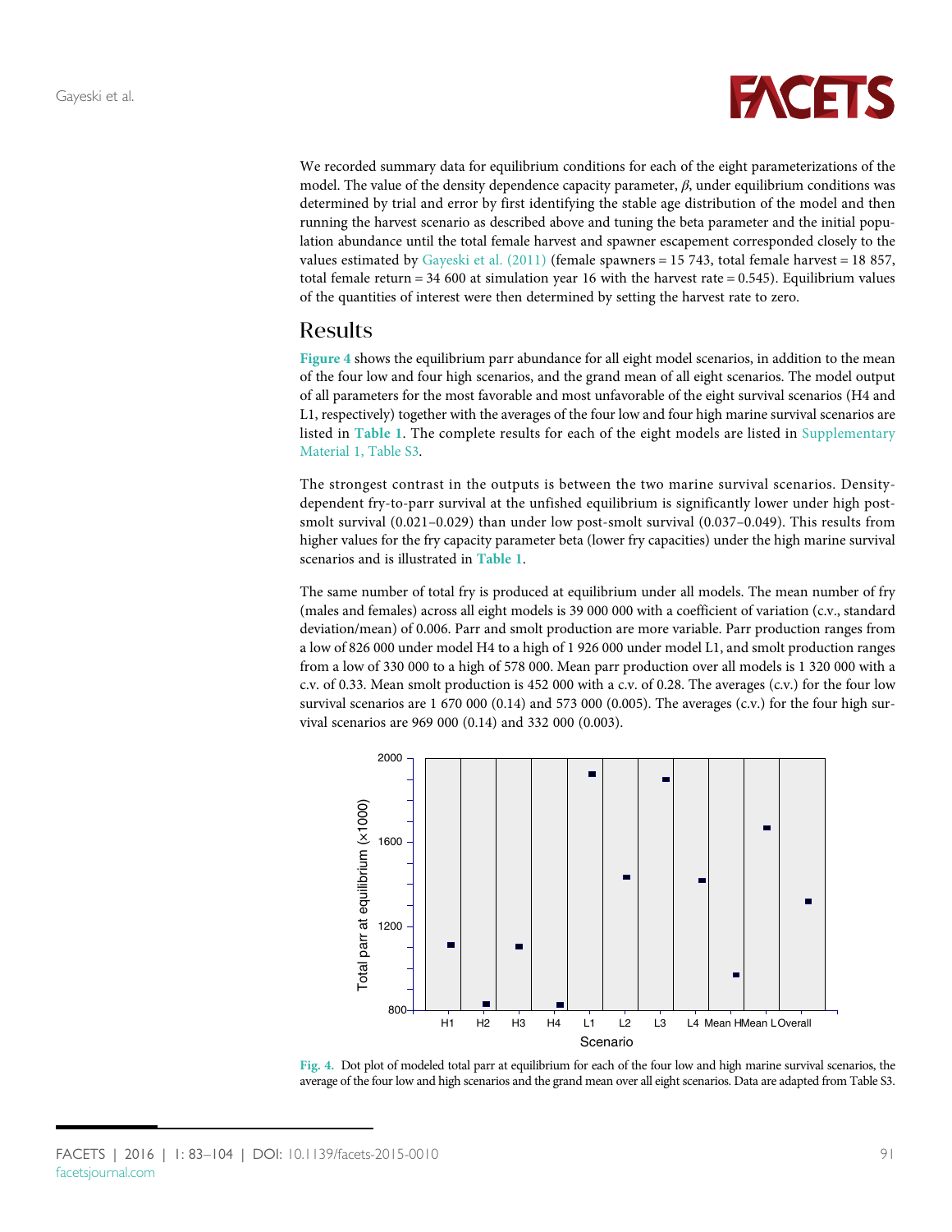We recorded summary data for equilibrium conditions for each of the eight parameterizations of the model. The value of the density dependence capacity parameter, $\beta$, under equilibrium conditions was determined by trial and error by first identifying the stable age distribution of the model and then running the harvest scenario as described above and tuning the beta parameter and the initial population abundance until the total female harvest and spawner escapement corresponded closely to the values estimated by Gayeski et al. (2011) (female spawners = 15 743, total female harvest = 18 857, total female return = 34 600 at simulation year 16 with the harvest rate = 0.545). Equilibrium values of the quantities of interest were then determined by setting the harvest rate to zero.

## Results

**Figure 4** shows the equilibrium parr abundance for all eight model scenarios, in addition to the mean of the four low and four high scenarios, and the grand mean of all eight scenarios. The model output of all parameters for the most favorable and most unfavorable of the eight survival scenarios (H4 and L1, respectively) together with the averages of the four low and four high marine survival scenarios are listed in **Table 1**. The complete results for each of the eight models are listed in Supplementary Material 1, Table S3.

The strongest contrast in the outputs is between the two marine survival scenarios. Density-dependent fry-to-parr survival at the unfished equilibrium is significantly lower under high post-smolt survival (0.021–0.029) than under low post-smolt survival (0.037–0.049). This results from higher values for the fry capacity parameter beta (lower fry capacities) under the high marine survival scenarios and is illustrated in **Table 1**.

The same number of total fry is produced at equilibrium under all models. The mean number of fry (males and females) across all eight models is 39 000 000 with a coefficient of variation (c.v., standard deviation/mean) of 0.006. Parr and smolt production are more variable. Parr production ranges from a low of 826 000 under model H4 to a high of 1 926 000 under model L1, and smolt production ranges from a low of 330 000 to a high of 578 000. Mean parr production over all models is 1 320 000 with a c.v. of 0.33. Mean smolt production is 452 000 with a c.v. of 0.28. The averages (c.v.) for the four low survival scenarios are 1 670 000 (0.14) and 573 000 (0.005). The averages (c.v.) for the four high survival scenarios are 969 000 (0.14) and 332 000 (0.003).

**Fig. 4.** Dot plot of modeled total parr at equilibrium for each of the four low and high marine survival scenarios, the average of the four low and high scenarios and the grand mean over all eight scenarios. Data are adapted from Table S3.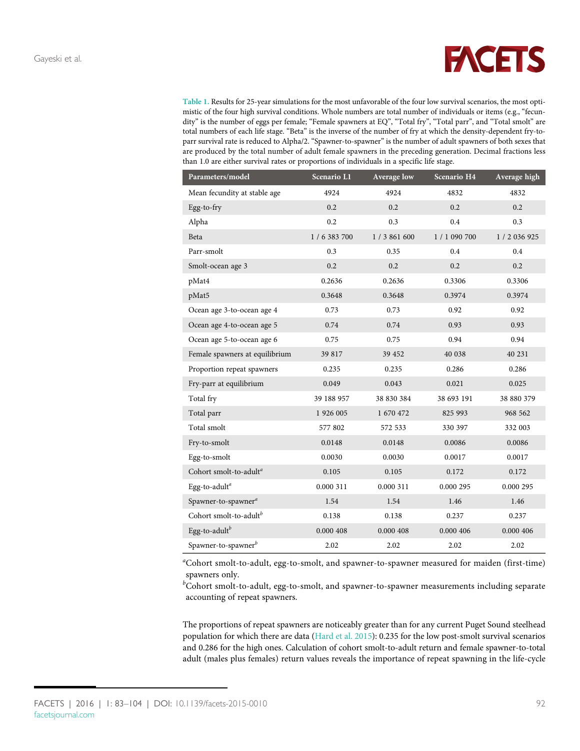**Table 1.** Results for 25-year simulations for the most unfavorable of the four low survival scenarios, the most optimistic of the four high survival conditions. Whole numbers are total number of individuals or items (e.g., "fecundity" is the number of eggs per female; "Female spawners at EQ", "Total fry", "Total parr", and "Total smolt" are total numbers of each life stage. "Beta" is the inverse of the number of fry at which the density-dependent fry-to-parr survival rate is reduced to Alpha/2. "Spawner-to-spawner" is the number of adult spawners of both sexes that are produced by the total number of adult female spawners in the preceding generation. Decimal fractions less than 1.0 are either survival rates or proportions of individuals in a specific life stage.

| Parameters/model | Scenario L1 | Average low | Scenario H4 | Average high |
|---|---|---|---|---|
| Mean fecundity at stable age | 4924 | 4924 | 4832 | 4832 |
| Egg-to-fry | 0.2 | 0.2 | 0.2 | 0.2 |
| Alpha | 0.2 | 0.3 | 0.4 | 0.3 |
| Beta | 1 / 6 383 700 | 1 / 3 861 600 | 1 / 1 090 700 | 1 / 2 036 925 |
| Parr-smolt | 0.3 | 0.35 | 0.4 | 0.4 |
| Smolt-ocean age 3 | 0.2 | 0.2 | 0.2 | 0.2 |
| pMat4 | 0.2636 | 0.2636 | 0.3306 | 0.3306 |
| pMat5 | 0.3648 | 0.3648 | 0.3974 | 0.3974 |
| Ocean age 3-to-ocean age 4 | 0.73 | 0.73 | 0.92 | 0.92 |
| Ocean age 4-to-ocean age 5 | 0.74 | 0.74 | 0.93 | 0.93 |
| Ocean age 5-to-ocean age 6 | 0.75 | 0.75 | 0.94 | 0.94 |
| Female spawners at equilibrium | 39 817 | 39 452 | 40 038 | 40 231 |
| Proportion repeat spawners | 0.235 | 0.235 | 0.286 | 0.286 |
| Fry-parr at equilibrium | 0.049 | 0.043 | 0.021 | 0.025 |
| Total fry | 39 188 957 | 38 830 384 | 38 693 191 | 38 880 379 |
| Total parr | 1 926 005 | 1 670 472 | 825 993 | 968 562 |
| Total smolt | 577 802 | 572 533 | 330 397 | 332 003 |
| Fry-to-smolt | 0.0148 | 0.0148 | 0.0086 | 0.0086 |
| Egg-to-smolt | 0.0030 | 0.0030 | 0.0017 | 0.0017 |
| Cohort smolt-to-adult[a] | 0.105 | 0.105 | 0.172 | 0.172 |
| Egg-to-adult[a] | 0.000 311 | 0.000 311 | 0.000 295 | 0.000 295 |
| Spawner-to-spawner[a] | 1.54 | 1.54 | 1.46 | 1.46 |
| Cohort smolt-to-adult[b] | 0.138 | 0.138 | 0.237 | 0.237 |
| Egg-to-adult[b] | 0.000 408 | 0.000 408 | 0.000 406 | 0.000 406 |
| Spawner-to-spawner[b] | 2.02 | 2.02 | 2.02 | 2.02 |

[a]Cohort smolt-to-adult, egg-to-smolt, and spawner-to-spawner measured for maiden (first-time) spawners only.

[b]Cohort smolt-to-adult, egg-to-smolt, and spawner-to-spawner measurements including separate accounting of repeat spawners.

The proportions of repeat spawners are noticeably greater than for any current Puget Sound steelhead population for which there are data (Hard et al. 2015): 0.235 for the low post-smolt survival scenarios and 0.286 for the high ones. Calculation of cohort smolt-to-adult return and female spawner-to-total adult (males plus females) return values reveals the importance of repeat spawning in the life-cycle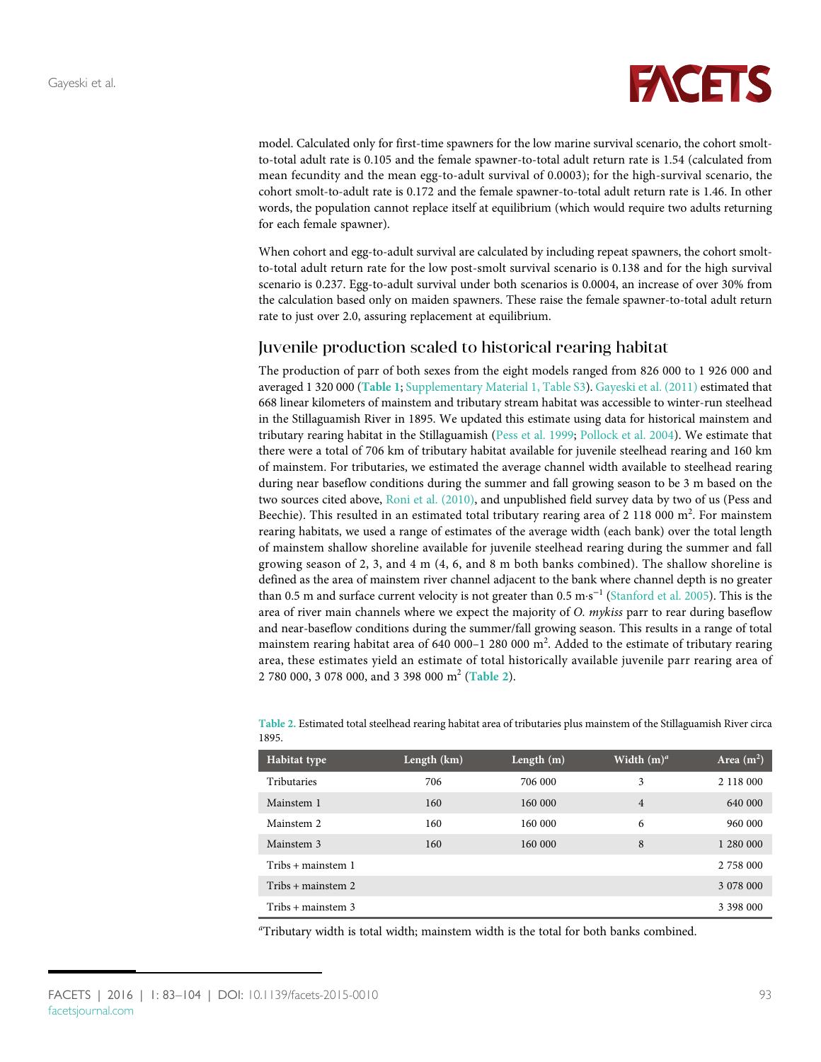model. Calculated only for first-time spawners for the low marine survival scenario, the cohort smolt-to-total adult rate is 0.105 and the female spawner-to-total adult return rate is 1.54 (calculated from mean fecundity and the mean egg-to-adult survival of 0.0003); for the high-survival scenario, the cohort smolt-to-adult rate is 0.172 and the female spawner-to-total adult return rate is 1.46. In other words, the population cannot replace itself at equilibrium (which would require two adults returning for each female spawner).

When cohort and egg-to-adult survival are calculated by including repeat spawners, the cohort smolt-to-total adult return rate for the low post-smolt survival scenario is 0.138 and for the high survival scenario is 0.237. Egg-to-adult survival under both scenarios is 0.0004, an increase of over 30% from the calculation based only on maiden spawners. These raise the female spawner-to-total adult return rate to just over 2.0, assuring replacement at equilibrium.

## Juvenile production scaled to historical rearing habitat

The production of parr of both sexes from the eight models ranged from 826 000 to 1 926 000 and averaged 1 320 000 (**Table 1**; Supplementary Material 1, Table S3). Gayeski et al. (2011) estimated that 668 linear kilometers of mainstem and tributary stream habitat was accessible to winter-run steelhead in the Stillaguamish River in 1895. We updated this estimate using data for historical mainstem and tributary rearing habitat in the Stillaguamish (Pess et al. 1999; Pollock et al. 2004). We estimate that there were a total of 706 km of tributary habitat available for juvenile steelhead rearing and 160 km of mainstem. For tributaries, we estimated the average channel width available to steelhead rearing during near baseflow conditions during the summer and fall growing season to be 3 m based on the two sources cited above, Roni et al. (2010), and unpublished field survey data by two of us (Pess and Beechie). This resulted in an estimated total tributary rearing area of 2 118 000 m$^2$. For mainstem rearing habitats, we used a range of estimates of the average width (each bank) over the total length of mainstem shallow shoreline available for juvenile steelhead rearing during the summer and fall growing season of 2, 3, and 4 m (4, 6, and 8 m both banks combined). The shallow shoreline is defined as the area of mainstem river channel adjacent to the bank where channel depth is no greater than 0.5 m and surface current velocity is not greater than 0.5 m·s$^{-1}$ (Stanford et al. 2005). This is the area of river main channels where we expect the majority of *O. mykiss* parr to rear during baseflow and near-baseflow conditions during the summer/fall growing season. This results in a range of total mainstem rearing habitat area of 640 000–1 280 000 m$^2$. Added to the estimate of tributary rearing area, these estimates yield an estimate of total historically available juvenile parr rearing area of 2 780 000, 3 078 000, and 3 398 000 m$^2$ (**Table 2**).

**Table 2.** Estimated total steelhead rearing habitat area of tributaries plus mainstem of the Stillaguamish River circa 1895.

| Habitat type | Length (km) | Length (m) | Width (m)[a] | Area (m$^2$) |
|---|---|---|---|---|
| Tributaries | 706 | 706 000 | 3 | 2 118 000 |
| Mainstem 1 | 160 | 160 000 | 4 | 640 000 |
| Mainstem 2 | 160 | 160 000 | 6 | 960 000 |
| Mainstem 3 | 160 | 160 000 | 8 | 1 280 000 |
| Tribs + mainstem 1 | | | | 2 758 000 |
| Tribs + mainstem 2 | | | | 3 078 000 |
| Tribs + mainstem 3 | | | | 3 398 000 |

[a]Tributary width is total width; mainstem width is the total for both banks combined.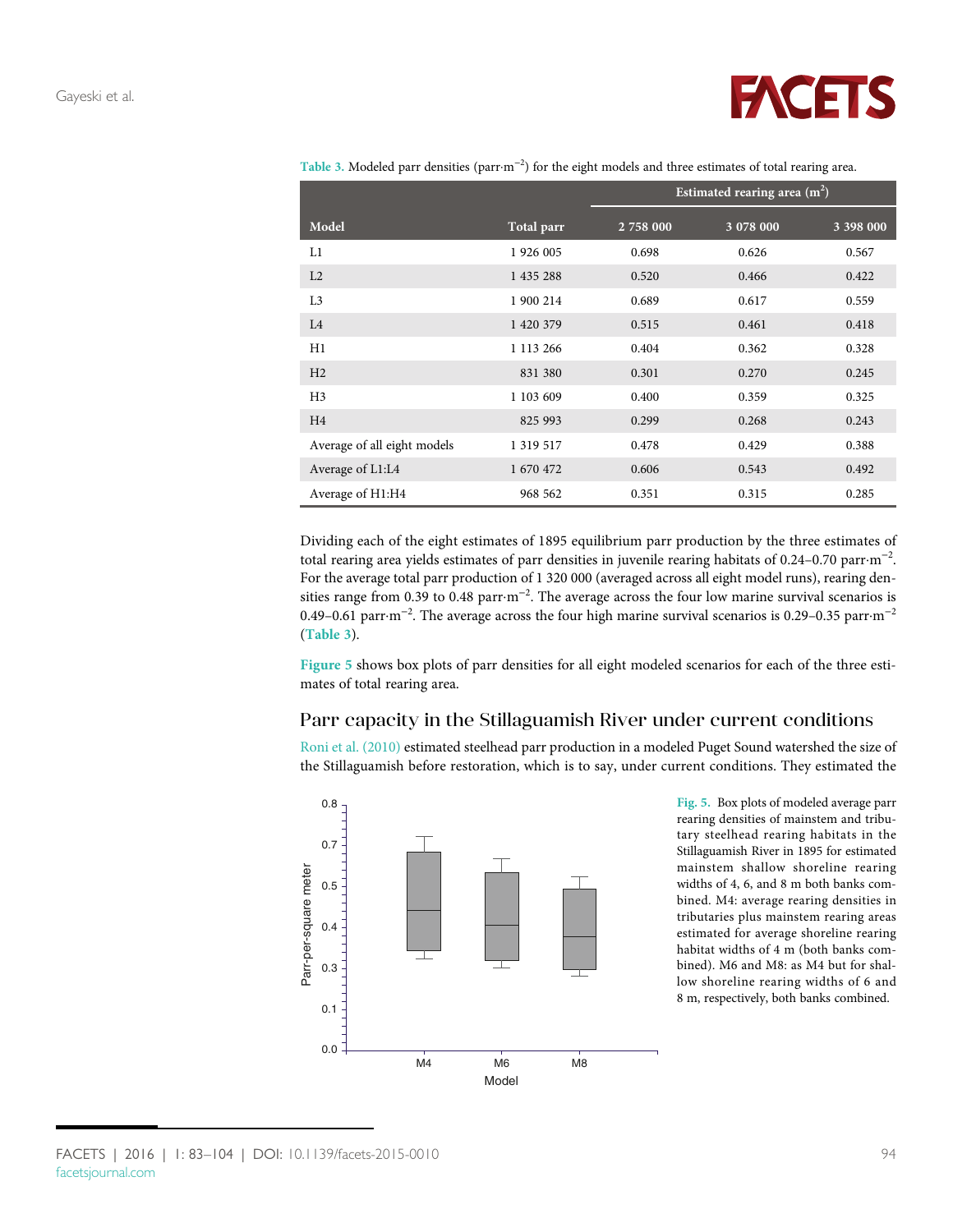Table 3. Modeled parr densities (parr·m$^{-2}$) for the eight models and three estimates of total rearing area.

| Model | Total parr | Estimated rearing area (m$^2$) | | |
|---|---|---|---|---|
| | | 2 758 000 | 3 078 000 | 3 398 000 |
| L1 | 1 926 005 | 0.698 | 0.626 | 0.567 |
| L2 | 1 435 288 | 0.520 | 0.466 | 0.422 |
| L3 | 1 900 214 | 0.689 | 0.617 | 0.559 |
| L4 | 1 420 379 | 0.515 | 0.461 | 0.418 |
| H1 | 1 113 266 | 0.404 | 0.362 | 0.328 |
| H2 | 831 380 | 0.301 | 0.270 | 0.245 |
| H3 | 1 103 609 | 0.400 | 0.359 | 0.325 |
| H4 | 825 993 | 0.299 | 0.268 | 0.243 |
| Average of all eight models | 1 319 517 | 0.478 | 0.429 | 0.388 |
| Average of L1:L4 | 1 670 472 | 0.606 | 0.543 | 0.492 |
| Average of H1:H4 | 968 562 | 0.351 | 0.315 | 0.285 |

Dividing each of the eight estimates of 1895 equilibrium parr production by the three estimates of total rearing area yields estimates of parr densities in juvenile rearing habitats of 0.24–0.70 parr·m$^{-2}$. For the average total parr production of 1 320 000 (averaged across all eight model runs), rearing densities range from 0.39 to 0.48 parr·m$^{-2}$. The average across the four low marine survival scenarios is 0.49–0.61 parr·m$^{-2}$. The average across the four high marine survival scenarios is 0.29–0.35 parr·m$^{-2}$ (Table 3).

Figure 5 shows box plots of parr densities for all eight modeled scenarios for each of the three estimates of total rearing area.

## Parr capacity in the Stillaguamish River under current conditions

Roni et al. (2010) estimated steelhead parr production in a modeled Puget Sound watershed the size of the Stillaguamish before restoration, which is to say, under current conditions. They estimated the

Fig. 5. Box plots of modeled average parr rearing densities of mainstem and tributary steelhead rearing habitats in the Stillaguamish River in 1895 for estimated mainstem shallow shoreline rearing widths of 4, 6, and 8 m both banks combined. M4: average rearing densities in tributaries plus mainstem rearing areas estimated for average shoreline rearing habitat widths of 4 m (both banks combined). M6 and M8: as M4 but for shallow shoreline rearing widths of 6 and 8 m, respectively, both banks combined.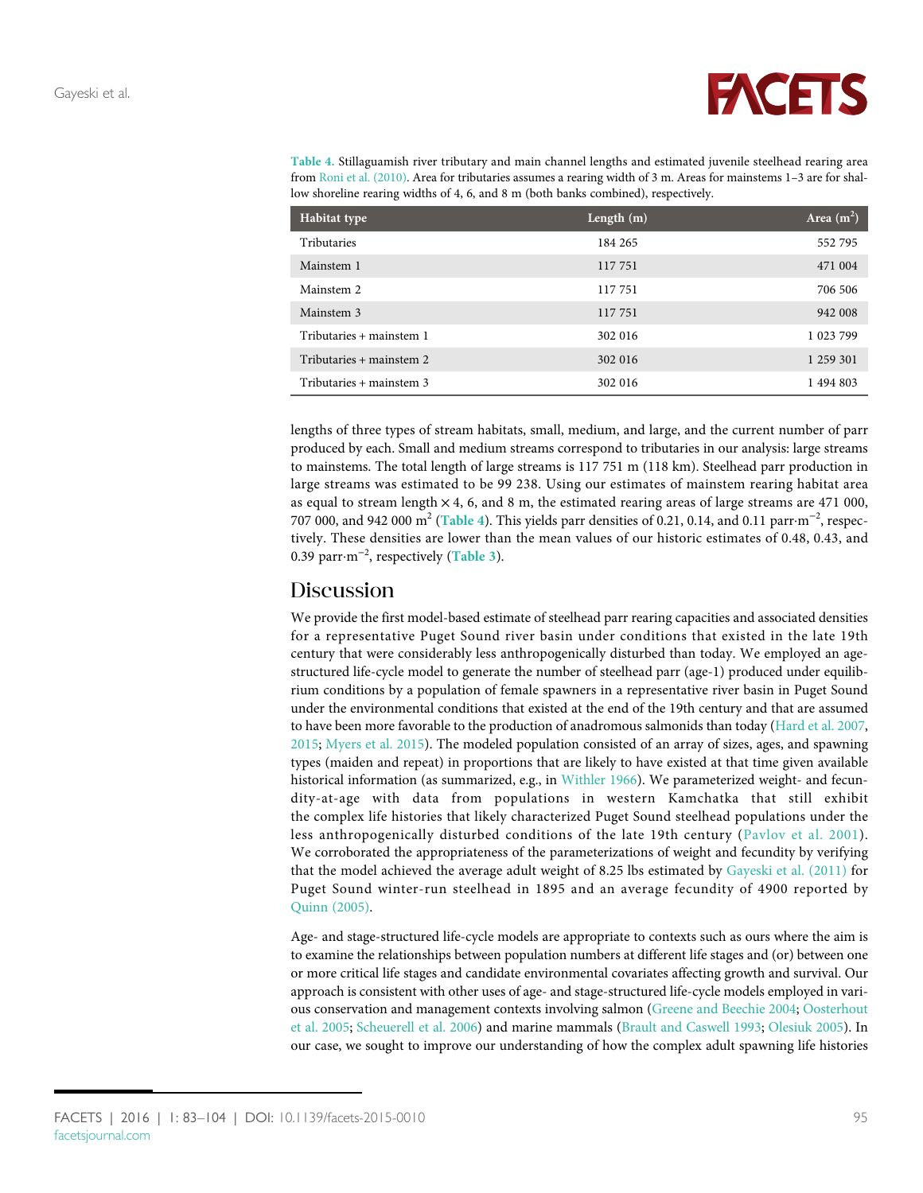**Table 4.** Stillaguamish river tributary and main channel lengths and estimated juvenile steelhead rearing area from Roni et al. (2010). Area for tributaries assumes a rearing width of 3 m. Areas for mainstems 1–3 are for shallow shoreline rearing widths of 4, 6, and 8 m (both banks combined), respectively.

| Habitat type | Length (m) | Area (m$^2$) |
|---|---|---|
| Tributaries | 184 265 | 552 795 |
| Mainstem 1 | 117 751 | 471 004 |
| Mainstem 2 | 117 751 | 706 506 |
| Mainstem 3 | 117 751 | 942 008 |
| Tributaries + mainstem 1 | 302 016 | 1 023 799 |
| Tributaries + mainstem 2 | 302 016 | 1 259 301 |
| Tributaries + mainstem 3 | 302 016 | 1 494 803 |

lengths of three types of stream habitats, small, medium, and large, and the current number of parr produced by each. Small and medium streams correspond to tributaries in our analysis: large streams to mainstems. The total length of large streams is 117 751 m (118 km). Steelhead parr production in large streams was estimated to be 99 238. Using our estimates of mainstem rearing habitat area as equal to stream length × 4, 6, and 8 m, the estimated rearing areas of large streams are 471 000, 707 000, and 942 000 m$^2$ (Table 4). This yields parr densities of 0.21, 0.14, and 0.11 parr·m$^{-2}$, respectively. These densities are lower than the mean values of our historic estimates of 0.48, 0.43, and 0.39 parr·m$^{-2}$, respectively (Table 3).

## Discussion

We provide the first model-based estimate of steelhead parr rearing capacities and associated densities for a representative Puget Sound river basin under conditions that existed in the late 19th century that were considerably less anthropogenically disturbed than today. We employed an age-structured life-cycle model to generate the number of steelhead parr (age-1) produced under equilibrium conditions by a population of female spawners in a representative river basin in Puget Sound under the environmental conditions that existed at the end of the 19th century and that are assumed to have been more favorable to the production of anadromous salmonids than today (Hard et al. 2007, 2015; Myers et al. 2015). The modeled population consisted of an array of sizes, ages, and spawning types (maiden and repeat) in proportions that are likely to have existed at that time given available historical information (as summarized, e.g., in Withler 1966). We parameterized weight- and fecundity-at-age with data from populations in western Kamchatka that still exhibit the complex life histories that likely characterized Puget Sound steelhead populations under the less anthropogenically disturbed conditions of the late 19th century (Pavlov et al. 2001). We corroborated the appropriateness of the parameterizations of weight and fecundity by verifying that the model achieved the average adult weight of 8.25 lbs estimated by Gayeski et al. (2011) for Puget Sound winter-run steelhead in 1895 and an average fecundity of 4900 reported by Quinn (2005).

Age- and stage-structured life-cycle models are appropriate to contexts such as ours where the aim is to examine the relationships between population numbers at different life stages and (or) between one or more critical life stages and candidate environmental covariates affecting growth and survival. Our approach is consistent with other uses of age- and stage-structured life-cycle models employed in various conservation and management contexts involving salmon (Greene and Beechie 2004; Oosterhout et al. 2005; Scheuerell et al. 2006) and marine mammals (Brault and Caswell 1993; Olesiuk 2005). In our case, we sought to improve our understanding of how the complex adult spawning life histories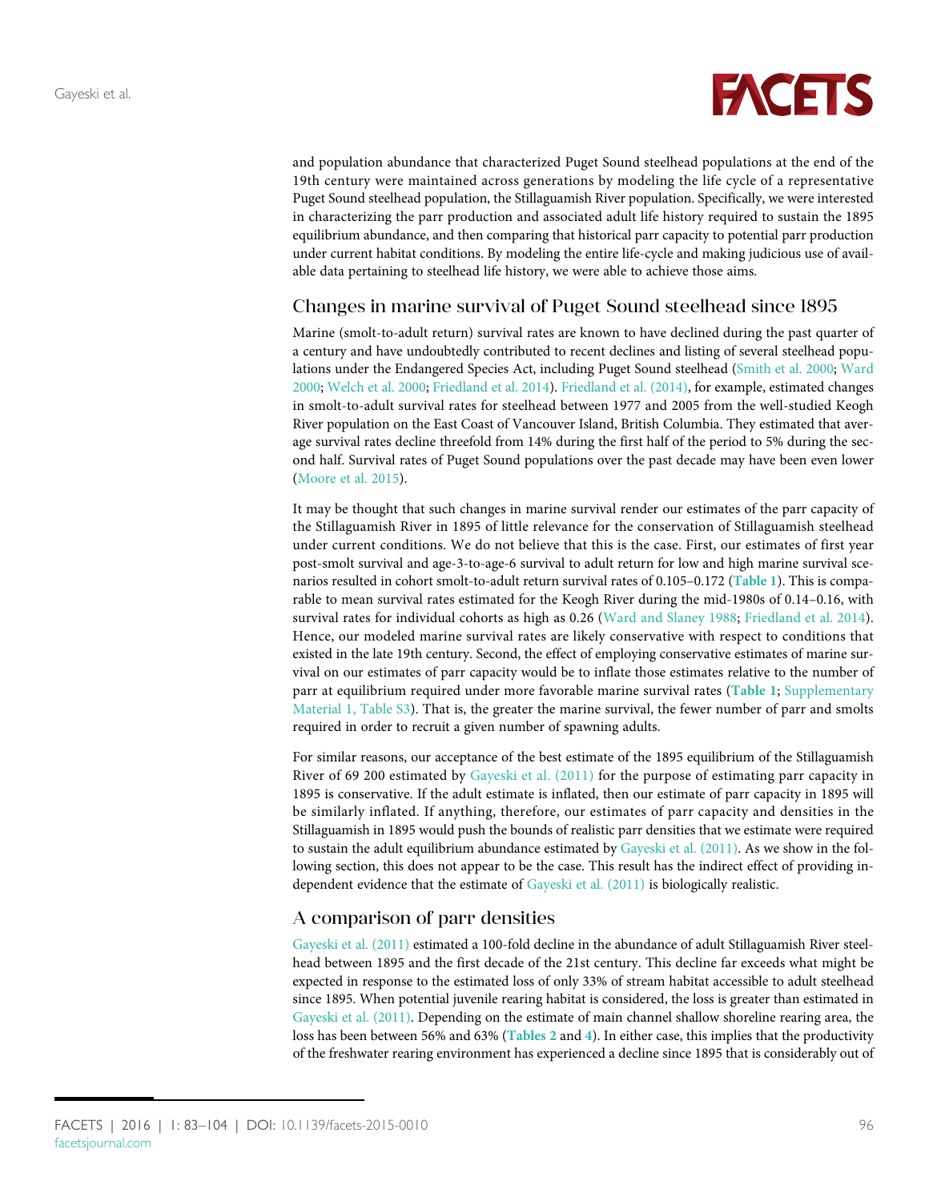and population abundance that characterized Puget Sound steelhead populations at the end of the 19th century were maintained across generations by modeling the life cycle of a representative Puget Sound steelhead population, the Stillaguamish River population. Specifically, we were interested in characterizing the parr production and associated adult life history required to sustain the 1895 equilibrium abundance, and then comparing that historical parr capacity to potential parr production under current habitat conditions. By modeling the entire life-cycle and making judicious use of available data pertaining to steelhead life history, we were able to achieve those aims.

## Changes in marine survival of Puget Sound steelhead since 1895

Marine (smolt-to-adult return) survival rates are known to have declined during the past quarter of a century and have undoubtedly contributed to recent declines and listing of several steelhead populations under the Endangered Species Act, including Puget Sound steelhead (Smith et al. 2000; Ward 2000; Welch et al. 2000; Friedland et al. 2014). Friedland et al. (2014), for example, estimated changes in smolt-to-adult survival rates for steelhead between 1977 and 2005 from the well-studied Keogh River population on the East Coast of Vancouver Island, British Columbia. They estimated that average survival rates decline threefold from 14% during the first half of the period to 5% during the second half. Survival rates of Puget Sound populations over the past decade may have been even lower (Moore et al. 2015).

It may be thought that such changes in marine survival render our estimates of the parr capacity of the Stillaguamish River in 1895 of little relevance for the conservation of Stillaguamish steelhead under current conditions. We do not believe that this is the case. First, our estimates of first year post-smolt survival and age-3-to-age-6 survival to adult return for low and high marine survival scenarios resulted in cohort smolt-to-adult return survival rates of 0.105–0.172 (**Table 1**). This is comparable to mean survival rates estimated for the Keogh River during the mid-1980s of 0.14–0.16, with survival rates for individual cohorts as high as 0.26 (Ward and Slaney 1988; Friedland et al. 2014). Hence, our modeled marine survival rates are likely conservative with respect to conditions that existed in the late 19th century. Second, the effect of employing conservative estimates of marine survival on our estimates of parr capacity would be to inflate those estimates relative to the number of parr at equilibrium required under more favorable marine survival rates (**Table 1**; Supplementary Material 1, Table S3). That is, the greater the marine survival, the fewer number of parr and smolts required in order to recruit a given number of spawning adults.

For similar reasons, our acceptance of the best estimate of the 1895 equilibrium of the Stillaguamish River of 69 200 estimated by Gayeski et al. (2011) for the purpose of estimating parr capacity in 1895 is conservative. If the adult estimate is inflated, then our estimate of parr capacity in 1895 will be similarly inflated. If anything, therefore, our estimates of parr capacity and densities in the Stillaguamish in 1895 would push the bounds of realistic parr densities that we estimate were required to sustain the adult equilibrium abundance estimated by Gayeski et al. (2011). As we show in the following section, this does not appear to be the case. This result has the indirect effect of providing independent evidence that the estimate of Gayeski et al. (2011) is biologically realistic.

## A comparison of parr densities

Gayeski et al. (2011) estimated a 100-fold decline in the abundance of adult Stillaguamish River steelhead between 1895 and the first decade of the 21st century. This decline far exceeds what might be expected in response to the estimated loss of only 33% of stream habitat accessible to adult steelhead since 1895. When potential juvenile rearing habitat is considered, the loss is greater than estimated in Gayeski et al. (2011). Depending on the estimate of main channel shallow shoreline rearing area, the loss has been between 56% and 63% (**Tables 2** and **4**). In either case, this implies that the productivity of the freshwater rearing environment has experienced a decline since 1895 that is considerably out of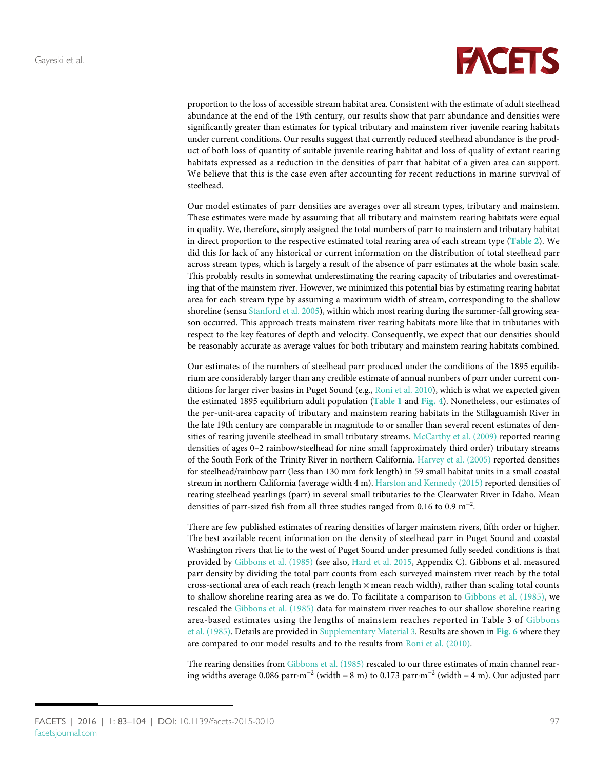proportion to the loss of accessible stream habitat area. Consistent with the estimate of adult steelhead abundance at the end of the 19th century, our results show that parr abundance and densities were significantly greater than estimates for typical tributary and mainstem river juvenile rearing habitats under current conditions. Our results suggest that currently reduced steelhead abundance is the product of both loss of quantity of suitable juvenile rearing habitat and loss of quality of extant rearing habitats expressed as a reduction in the densities of parr that habitat of a given area can support. We believe that this is the case even after accounting for recent reductions in marine survival of steelhead.

Our model estimates of parr densities are averages over all stream types, tributary and mainstem. These estimates were made by assuming that all tributary and mainstem rearing habitats were equal in quality. We, therefore, simply assigned the total numbers of parr to mainstem and tributary habitat in direct proportion to the respective estimated total rearing area of each stream type (**Table 2**). We did this for lack of any historical or current information on the distribution of total steelhead parr across stream types, which is largely a result of the absence of parr estimates at the whole basin scale. This probably results in somewhat underestimating the rearing capacity of tributaries and overestimating that of the mainstem river. However, we minimized this potential bias by estimating rearing habitat area for each stream type by assuming a maximum width of stream, corresponding to the shallow shoreline (sensu Stanford et al. 2005), within which most rearing during the summer-fall growing season occurred. This approach treats mainstem river rearing habitats more like that in tributaries with respect to the key features of depth and velocity. Consequently, we expect that our densities should be reasonably accurate as average values for both tributary and mainstem rearing habitats combined.

Our estimates of the numbers of steelhead parr produced under the conditions of the 1895 equilibrium are considerably larger than any credible estimate of annual numbers of parr under current conditions for larger river basins in Puget Sound (e.g., Roni et al. 2010), which is what we expected given the estimated 1895 equilibrium adult population (**Table 1** and **Fig. 4**). Nonetheless, our estimates of the per-unit-area capacity of tributary and mainstem rearing habitats in the Stillaguamish River in the late 19th century are comparable in magnitude to or smaller than several recent estimates of densities of rearing juvenile steelhead in small tributary streams. McCarthy et al. (2009) reported rearing densities of ages 0–2 rainbow/steelhead for nine small (approximately third order) tributary streams of the South Fork of the Trinity River in northern California. Harvey et al. (2005) reported densities for steelhead/rainbow parr (less than 130 mm fork length) in 59 small habitat units in a small coastal stream in northern California (average width 4 m). Harston and Kennedy (2015) reported densities of rearing steelhead yearlings (parr) in several small tributaries to the Clearwater River in Idaho. Mean densities of parr-sized fish from all three studies ranged from 0.16 to 0.9 $m^{-2}$.

There are few published estimates of rearing densities of larger mainstem rivers, fifth order or higher. The best available recent information on the density of steelhead parr in Puget Sound and coastal Washington rivers that lie to the west of Puget Sound under presumed fully seeded conditions is that provided by Gibbons et al. (1985) (see also, Hard et al. 2015, Appendix C). Gibbons et al. measured parr density by dividing the total parr counts from each surveyed mainstem river reach by the total cross-sectional area of each reach (reach length × mean reach width), rather than scaling total counts to shallow shoreline rearing area as we do. To facilitate a comparison to Gibbons et al. (1985), we rescaled the Gibbons et al. (1985) data for mainstem river reaches to our shallow shoreline rearing area-based estimates using the lengths of mainstem reaches reported in Table 3 of Gibbons et al. (1985). Details are provided in Supplementary Material 3. Results are shown in **Fig. 6** where they are compared to our model results and to the results from Roni et al. (2010).

The rearing densities from Gibbons et al. (1985) rescaled to our three estimates of main channel rearing widths average 0.086 parr·$m^{-2}$ (width = 8 m) to 0.173 parr·$m^{-2}$ (width = 4 m). Our adjusted parr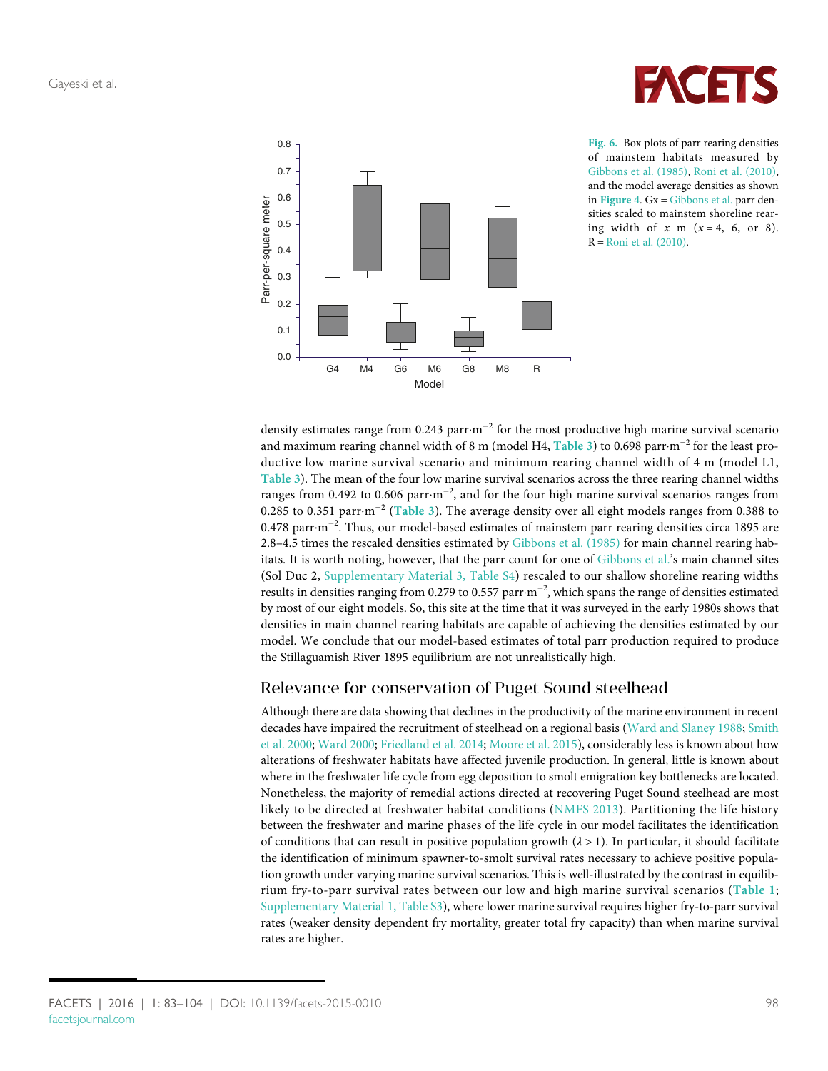**Fig. 6.** Box plots of parr rearing densities of mainstem habitats measured by Gibbons et al. (1985), Roni et al. (2010), and the model average densities as shown in **Figure 4**. Gx = Gibbons et al. parr densities scaled to mainstem shoreline rearing width of $x$ m ($x = 4$, 6, or 8). R = Roni et al. (2010).

density estimates range from 0.243 parr·m$^{-2}$ for the most productive high marine survival scenario and maximum rearing channel width of 8 m (model H4, **Table 3**) to 0.698 parr·m$^{-2}$ for the least productive low marine survival scenario and minimum rearing channel width of 4 m (model L1, **Table 3**). The mean of the four low marine survival scenarios across the three rearing channel widths ranges from 0.492 to 0.606 parr·m$^{-2}$, and for the four high marine survival scenarios ranges from 0.285 to 0.351 parr·m$^{-2}$ (**Table 3**). The average density over all eight models ranges from 0.388 to 0.478 parr·m$^{-2}$. Thus, our model-based estimates of mainstem parr rearing densities circa 1895 are 2.8–4.5 times the rescaled densities estimated by Gibbons et al. (1985) for main channel rearing habitats. It is worth noting, however, that the parr count for one of Gibbons et al.'s main channel sites (Sol Duc 2, Supplementary Material 3, Table S4) rescaled to our shallow shoreline rearing widths results in densities ranging from 0.279 to 0.557 parr·m$^{-2}$, which spans the range of densities estimated by most of our eight models. So, this site at the time that it was surveyed in the early 1980s shows that densities in main channel rearing habitats are capable of achieving the densities estimated by our model. We conclude that our model-based estimates of total parr production required to produce the Stillaguamish River 1895 equilibrium are not unrealistically high.

## Relevance for conservation of Puget Sound steelhead

Although there are data showing that declines in the productivity of the marine environment in recent decades have impaired the recruitment of steelhead on a regional basis (Ward and Slaney 1988; Smith et al. 2000; Ward 2000; Friedland et al. 2014; Moore et al. 2015), considerably less is known about how alterations of freshwater habitats have affected juvenile production. In general, little is known about where in the freshwater life cycle from egg deposition to smolt emigration key bottlenecks are located. Nonetheless, the majority of remedial actions directed at recovering Puget Sound steelhead are most likely to be directed at freshwater habitat conditions (NMFS 2013). Partitioning the life history between the freshwater and marine phases of the life cycle in our model facilitates the identification of conditions that can result in positive population growth ($\lambda > 1$). In particular, it should facilitate the identification of minimum spawner-to-smolt survival rates necessary to achieve positive population growth under varying marine survival scenarios. This is well-illustrated by the contrast in equilibrium fry-to-parr survival rates between our low and high marine survival scenarios (**Table 1**; Supplementary Material 1, Table S3), where lower marine survival requires higher fry-to-parr survival rates (weaker density dependent fry mortality, greater total fry capacity) than when marine survival rates are higher.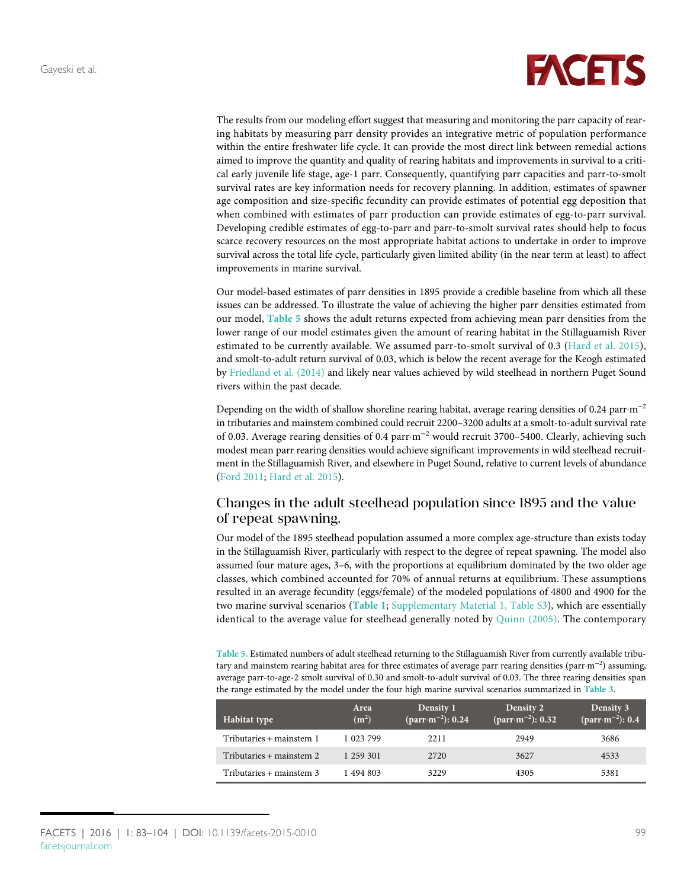The results from our modeling effort suggest that measuring and monitoring the parr capacity of rearing habitats by measuring parr density provides an integrative metric of population performance within the entire freshwater life cycle. It can provide the most direct link between remedial actions aimed to improve the quantity and quality of rearing habitats and improvements in survival to a critical early juvenile life stage, age-1 parr. Consequently, quantifying parr capacities and parr-to-smolt survival rates are key information needs for recovery planning. In addition, estimates of spawner age composition and size-specific fecundity can provide estimates of potential egg deposition that when combined with estimates of parr production can provide estimates of egg-to-parr survival. Developing credible estimates of egg-to-parr and parr-to-smolt survival rates should help to focus scarce recovery resources on the most appropriate habitat actions to undertake in order to improve survival across the total life cycle, particularly given limited ability (in the near term at least) to affect improvements in marine survival.

Our model-based estimates of parr densities in 1895 provide a credible baseline from which all these issues can be addressed. To illustrate the value of achieving the higher parr densities estimated from our model, Table 5 shows the adult returns expected from achieving mean parr densities from the lower range of our model estimates given the amount of rearing habitat in the Stillaguamish River estimated to be currently available. We assumed parr-to-smolt survival of 0.3 (Hard et al. 2015), and smolt-to-adult return survival of 0.03, which is below the recent average for the Keogh estimated by Friedland et al. (2014) and likely near values achieved by wild steelhead in northern Puget Sound rivers within the past decade.

Depending on the width of shallow shoreline rearing habitat, average rearing densities of 0.24 parr·m$^{-2}$ in tributaries and mainstem combined could recruit 2200–3200 adults at a smolt-to-adult survival rate of 0.03. Average rearing densities of 0.4 parr·m$^{-2}$ would recruit 3700–5400. Clearly, achieving such modest mean parr rearing densities would achieve significant improvements in wild steelhead recruitment in the Stillaguamish River, and elsewhere in Puget Sound, relative to current levels of abundance (Ford 2011; Hard et al. 2015).

## Changes in the adult steelhead population since 1895 and the value of repeat spawning.

Our model of the 1895 steelhead population assumed a more complex age-structure than exists today in the Stillaguamish River, particularly with respect to the degree of repeat spawning. The model also assumed four mature ages, 3–6, with the proportions at equilibrium dominated by the two older age classes, which combined accounted for 70% of annual returns at equilibrium. These assumptions resulted in an average fecundity (eggs/female) of the modeled populations of 4800 and 4900 for the two marine survival scenarios (Table 1; Supplementary Material 1, Table S3), which are essentially identical to the average value for steelhead generally noted by Quinn (2005). The contemporary

Table 5. Estimated numbers of adult steelhead returning to the Stillaguamish River from currently available tributary and mainstem rearing habitat area for three estimates of average parr rearing densities (parr·m$^{-2}$) assuming, average parr-to-age-2 smolt survival of 0.30 and smolt-to-adult survival of 0.03. The three rearing densities span the range estimated by the model under the four high marine survival scenarios summarized in Table 3.

| Habitat type | Area (m$^2$) | Density 1 (parr·m$^{-2}$): 0.24 | Density 2 (parr·m$^{-2}$): 0.32 | Density 3 (parr·m$^{-2}$): 0.4 |
|---|---|---|---|---|
| Tributaries + mainstem 1 | 1 023 799 | 2211 | 2949 | 3686 |
| Tributaries + mainstem 2 | 1 259 301 | 2720 | 3627 | 4533 |
| Tributaries + mainstem 3 | 1 494 803 | 3229 | 4305 | 5381 |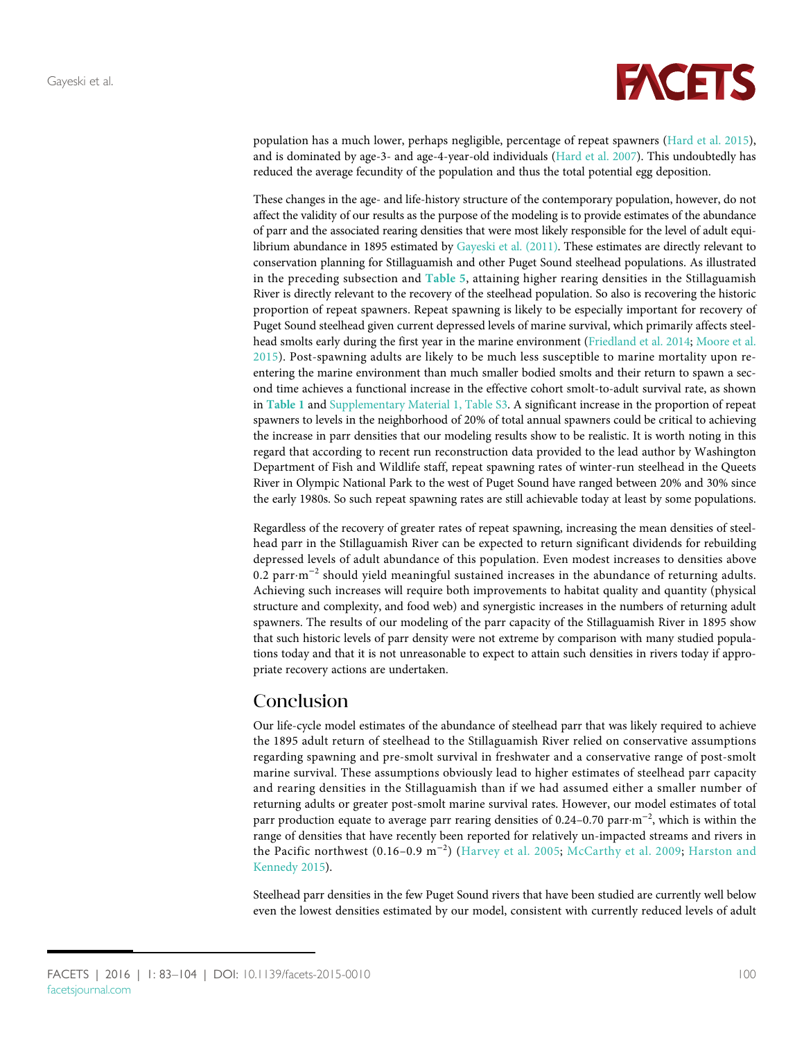population has a much lower, perhaps negligible, percentage of repeat spawners (Hard et al. 2015), and is dominated by age-3- and age-4-year-old individuals (Hard et al. 2007). This undoubtedly has reduced the average fecundity of the population and thus the total potential egg deposition.

These changes in the age- and life-history structure of the contemporary population, however, do not affect the validity of our results as the purpose of the modeling is to provide estimates of the abundance of parr and the associated rearing densities that were most likely responsible for the level of adult equilibrium abundance in 1895 estimated by Gayeski et al. (2011). These estimates are directly relevant to conservation planning for Stillaguamish and other Puget Sound steelhead populations. As illustrated in the preceding subsection and **Table 5**, attaining higher rearing densities in the Stillaguamish River is directly relevant to the recovery of the steelhead population. So also is recovering the historic proportion of repeat spawners. Repeat spawning is likely to be especially important for recovery of Puget Sound steelhead given current depressed levels of marine survival, which primarily affects steelhead smolts early during the first year in the marine environment (Friedland et al. 2014; Moore et al. 2015). Post-spawning adults are likely to be much less susceptible to marine mortality upon re-entering the marine environment than much smaller bodied smolts and their return to spawn a second time achieves a functional increase in the effective cohort smolt-to-adult survival rate, as shown in **Table 1** and Supplementary Material 1, Table S3. A significant increase in the proportion of repeat spawners to levels in the neighborhood of 20% of total annual spawners could be critical to achieving the increase in parr densities that our modeling results show to be realistic. It is worth noting in this regard that according to recent run reconstruction data provided to the lead author by Washington Department of Fish and Wildlife staff, repeat spawning rates of winter-run steelhead in the Queets River in Olympic National Park to the west of Puget Sound have ranged between 20% and 30% since the early 1980s. So such repeat spawning rates are still achievable today at least by some populations.

Regardless of the recovery of greater rates of repeat spawning, increasing the mean densities of steelhead parr in the Stillaguamish River can be expected to return significant dividends for rebuilding depressed levels of adult abundance of this population. Even modest increases to densities above 0.2 parr·m$^{-2}$ should yield meaningful sustained increases in the abundance of returning adults. Achieving such increases will require both improvements to habitat quality and quantity (physical structure and complexity, and food web) and synergistic increases in the numbers of returning adult spawners. The results of our modeling of the parr capacity of the Stillaguamish River in 1895 show that such historic levels of parr density were not extreme by comparison with many studied populations today and that it is not unreasonable to expect to attain such densities in rivers today if appropriate recovery actions are undertaken.

## Conclusion

Our life-cycle model estimates of the abundance of steelhead parr that was likely required to achieve the 1895 adult return of steelhead to the Stillaguamish River relied on conservative assumptions regarding spawning and pre-smolt survival in freshwater and a conservative range of post-smolt marine survival. These assumptions obviously lead to higher estimates of steelhead parr capacity and rearing densities in the Stillaguamish than if we had assumed either a smaller number of returning adults or greater post-smolt marine survival rates. However, our model estimates of total parr production equate to average parr rearing densities of 0.24–0.70 parr·m$^{-2}$, which is within the range of densities that have recently been reported for relatively un-impacted streams and rivers in the Pacific northwest (0.16–0.9 m$^{-2}$) (Harvey et al. 2005; McCarthy et al. 2009; Harston and Kennedy 2015).

Steelhead parr densities in the few Puget Sound rivers that have been studied are currently well below even the lowest densities estimated by our model, consistent with currently reduced levels of adult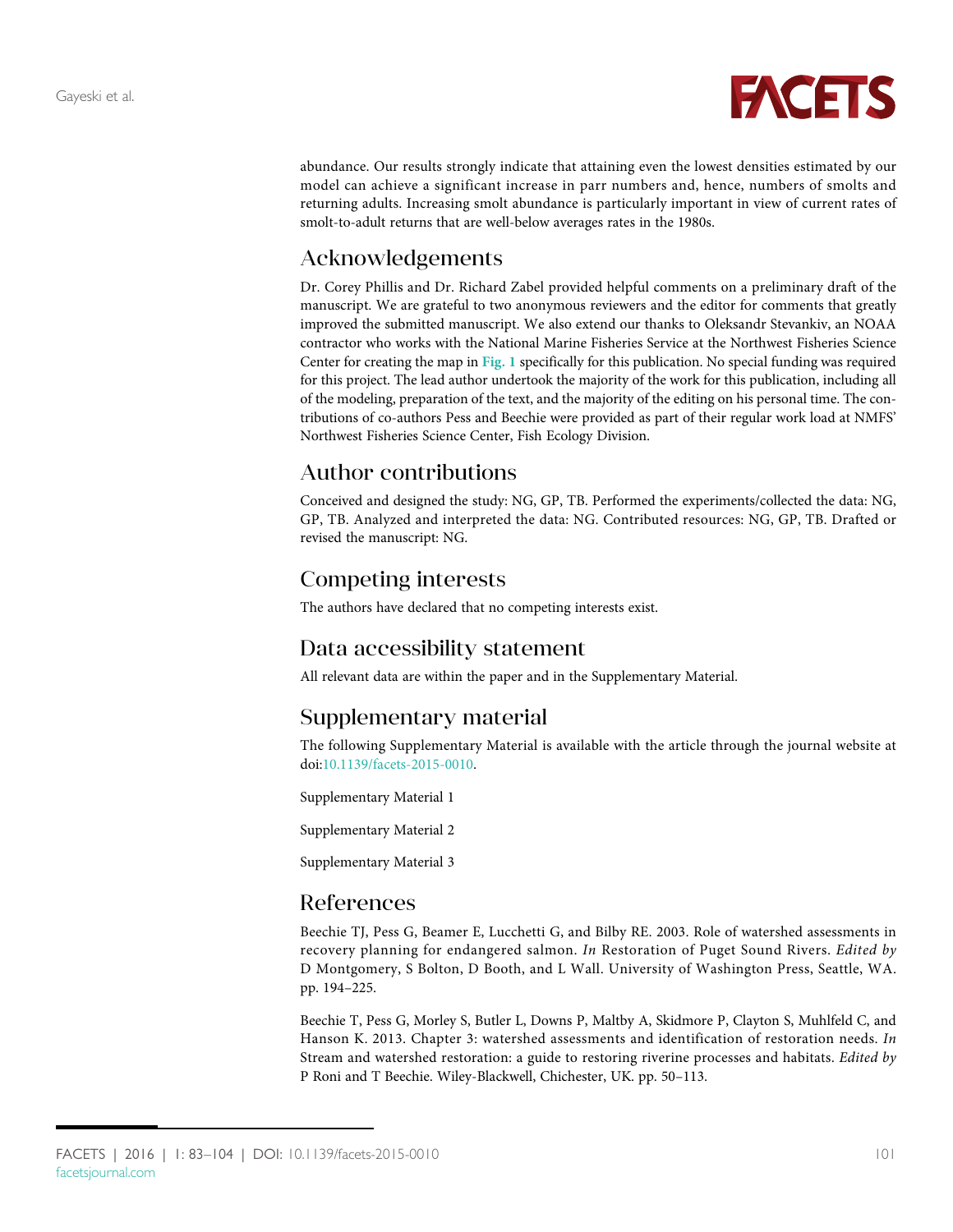abundance. Our results strongly indicate that attaining even the lowest densities estimated by our model can achieve a significant increase in parr numbers and, hence, numbers of smolts and returning adults. Increasing smolt abundance is particularly important in view of current rates of smolt-to-adult returns that are well-below averages rates in the 1980s.

## Acknowledgements

Dr. Corey Phillis and Dr. Richard Zabel provided helpful comments on a preliminary draft of the manuscript. We are grateful to two anonymous reviewers and the editor for comments that greatly improved the submitted manuscript. We also extend our thanks to Oleksandr Stevankiv, an NOAA contractor who works with the National Marine Fisheries Service at the Northwest Fisheries Science Center for creating the map in **Fig. 1** specifically for this publication. No special funding was required for this project. The lead author undertook the majority of the work for this publication, including all of the modeling, preparation of the text, and the majority of the editing on his personal time. The contributions of co-authors Pess and Beechie were provided as part of their regular work load at NMFS' Northwest Fisheries Science Center, Fish Ecology Division.

## Author contributions

Conceived and designed the study: NG, GP, TB. Performed the experiments/collected the data: NG, GP, TB. Analyzed and interpreted the data: NG. Contributed resources: NG, GP, TB. Drafted or revised the manuscript: NG.

## Competing interests

The authors have declared that no competing interests exist.

## Data accessibility statement

All relevant data are within the paper and in the Supplementary Material.

## Supplementary material

The following Supplementary Material is available with the article through the journal website at doi:10.1139/facets-2015-0010.

Supplementary Material 1

Supplementary Material 2

Supplementary Material 3

## References

Beechie TJ, Pess G, Beamer E, Lucchetti G, and Bilby RE. 2003. Role of watershed assessments in recovery planning for endangered salmon. *In* Restoration of Puget Sound Rivers. *Edited by* D Montgomery, S Bolton, D Booth, and L Wall. University of Washington Press, Seattle, WA. pp. 194–225.

Beechie T, Pess G, Morley S, Butler L, Downs P, Maltby A, Skidmore P, Clayton S, Muhlfeld C, and Hanson K. 2013. Chapter 3: watershed assessments and identification of restoration needs. *In* Stream and watershed restoration: a guide to restoring riverine processes and habitats. *Edited by* P Roni and T Beechie. Wiley-Blackwell, Chichester, UK. pp. 50–113.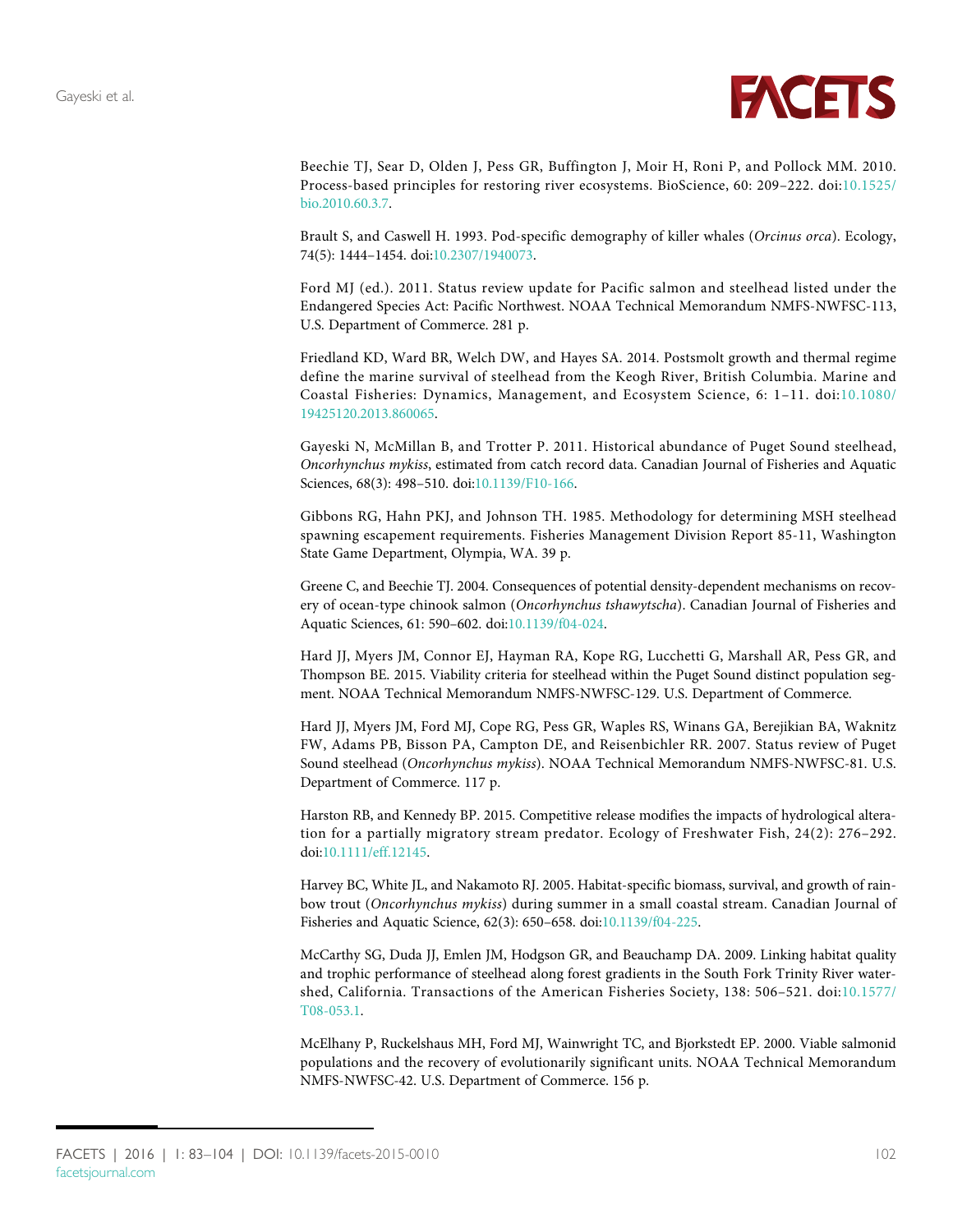Beechie TJ, Sear D, Olden J, Pess GR, Buffington J, Moir H, Roni P, and Pollock MM. 2010. Process-based principles for restoring river ecosystems. BioScience, 60: 209–222. doi:10.1525/bio.2010.60.3.7.

Brault S, and Caswell H. 1993. Pod-specific demography of killer whales (*Orcinus orca*). Ecology, 74(5): 1444–1454. doi:10.2307/1940073.

Ford MJ (ed.). 2011. Status review update for Pacific salmon and steelhead listed under the Endangered Species Act: Pacific Northwest. NOAA Technical Memorandum NMFS-NWFSC-113, U.S. Department of Commerce. 281 p.

Friedland KD, Ward BR, Welch DW, and Hayes SA. 2014. Postsmolt growth and thermal regime define the marine survival of steelhead from the Keogh River, British Columbia. Marine and Coastal Fisheries: Dynamics, Management, and Ecosystem Science, 6: 1–11. doi:10.1080/19425120.2013.860065.

Gayeski N, McMillan B, and Trotter P. 2011. Historical abundance of Puget Sound steelhead, *Oncorhynchus mykiss*, estimated from catch record data. Canadian Journal of Fisheries and Aquatic Sciences, 68(3): 498–510. doi:10.1139/F10-166.

Gibbons RG, Hahn PKJ, and Johnson TH. 1985. Methodology for determining MSH steelhead spawning escapement requirements. Fisheries Management Division Report 85-11, Washington State Game Department, Olympia, WA. 39 p.

Greene C, and Beechie TJ. 2004. Consequences of potential density-dependent mechanisms on recovery of ocean-type chinook salmon (*Oncorhynchus tshawytscha*). Canadian Journal of Fisheries and Aquatic Sciences, 61: 590–602. doi:10.1139/f04-024.

Hard JJ, Myers JM, Connor EJ, Hayman RA, Kope RG, Lucchetti G, Marshall AR, Pess GR, and Thompson BE. 2015. Viability criteria for steelhead within the Puget Sound distinct population segment. NOAA Technical Memorandum NMFS-NWFSC-129. U.S. Department of Commerce.

Hard JJ, Myers JM, Ford MJ, Cope RG, Pess GR, Waples RS, Winans GA, Berejikian BA, Waknitz FW, Adams PB, Bisson PA, Campton DE, and Reisenbichler RR. 2007. Status review of Puget Sound steelhead (*Oncorhynchus mykiss*). NOAA Technical Memorandum NMFS-NWFSC-81. U.S. Department of Commerce. 117 p.

Harston RB, and Kennedy BP. 2015. Competitive release modifies the impacts of hydrological alteration for a partially migratory stream predator. Ecology of Freshwater Fish, 24(2): 276–292. doi:10.1111/eff.12145.

Harvey BC, White JL, and Nakamoto RJ. 2005. Habitat-specific biomass, survival, and growth of rainbow trout (*Oncorhynchus mykiss*) during summer in a small coastal stream. Canadian Journal of Fisheries and Aquatic Science, 62(3): 650–658. doi:10.1139/f04-225.

McCarthy SG, Duda JJ, Emlen JM, Hodgson GR, and Beauchamp DA. 2009. Linking habitat quality and trophic performance of steelhead along forest gradients in the South Fork Trinity River watershed, California. Transactions of the American Fisheries Society, 138: 506–521. doi:10.1577/T08-053.1.

McElhany P, Ruckelshaus MH, Ford MJ, Wainwright TC, and Bjorkstedt EP. 2000. Viable salmonid populations and the recovery of evolutionarily significant units. NOAA Technical Memorandum NMFS-NWFSC-42. U.S. Department of Commerce. 156 p.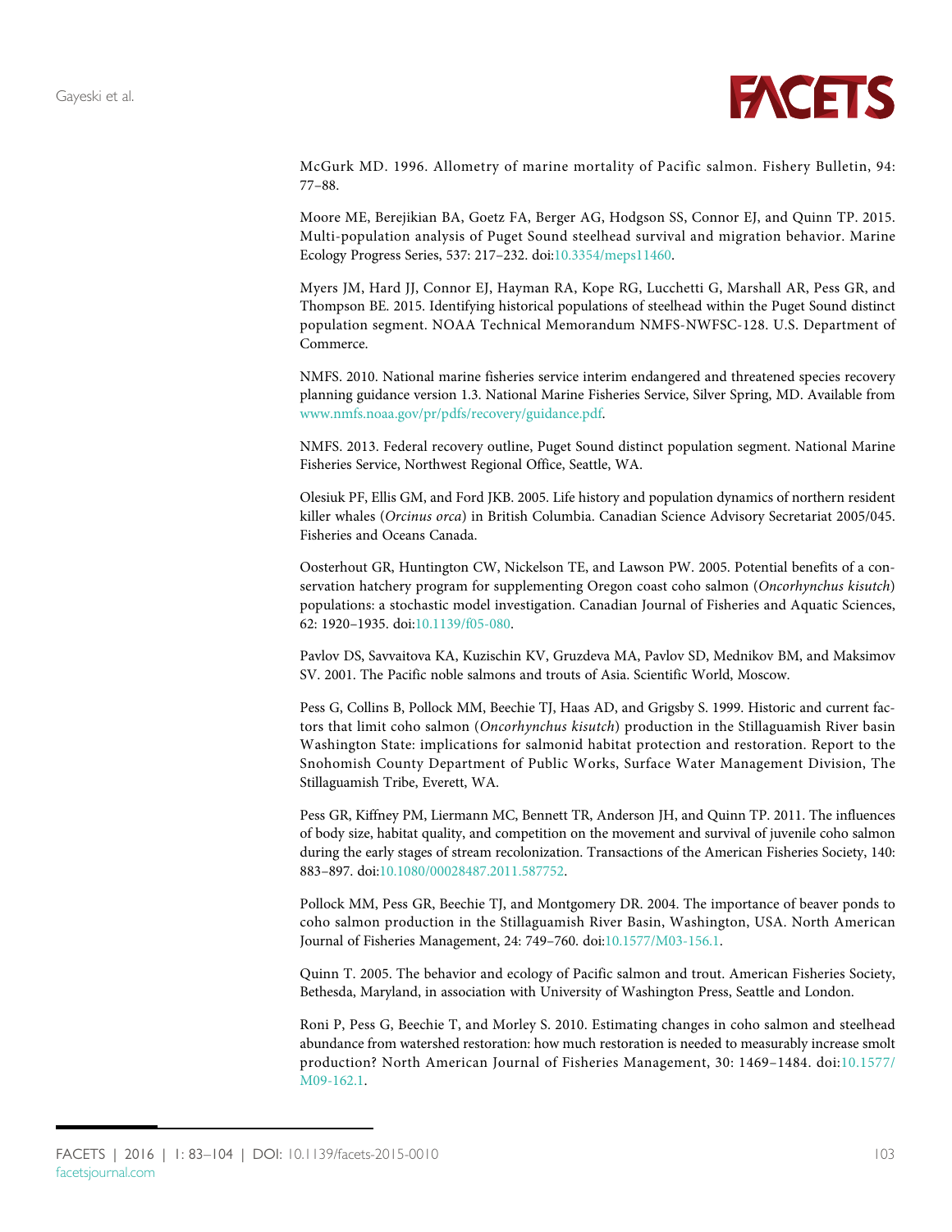McGurk MD. 1996. Allometry of marine mortality of Pacific salmon. Fishery Bulletin, 94: 77–88.

Moore ME, Berejikian BA, Goetz FA, Berger AG, Hodgson SS, Connor EJ, and Quinn TP. 2015. Multi-population analysis of Puget Sound steelhead survival and migration behavior. Marine Ecology Progress Series, 537: 217–232. doi:10.3354/meps11460.

Myers JM, Hard JJ, Connor EJ, Hayman RA, Kope RG, Lucchetti G, Marshall AR, Pess GR, and Thompson BE. 2015. Identifying historical populations of steelhead within the Puget Sound distinct population segment. NOAA Technical Memorandum NMFS-NWFSC-128. U.S. Department of Commerce.

NMFS. 2010. National marine fisheries service interim endangered and threatened species recovery planning guidance version 1.3. National Marine Fisheries Service, Silver Spring, MD. Available from www.nmfs.noaa.gov/pr/pdfs/recovery/guidance.pdf.

NMFS. 2013. Federal recovery outline, Puget Sound distinct population segment. National Marine Fisheries Service, Northwest Regional Office, Seattle, WA.

Olesiuk PF, Ellis GM, and Ford JKB. 2005. Life history and population dynamics of northern resident killer whales (*Orcinus orca*) in British Columbia. Canadian Science Advisory Secretariat 2005/045. Fisheries and Oceans Canada.

Oosterhout GR, Huntington CW, Nickelson TE, and Lawson PW. 2005. Potential benefits of a conservation hatchery program for supplementing Oregon coast coho salmon (*Oncorhynchus kisutch*) populations: a stochastic model investigation. Canadian Journal of Fisheries and Aquatic Sciences, 62: 1920–1935. doi:10.1139/f05-080.

Pavlov DS, Savvaitova KA, Kuzischin KV, Gruzdeva MA, Pavlov SD, Mednikov BM, and Maksimov SV. 2001. The Pacific noble salmons and trouts of Asia. Scientific World, Moscow.

Pess G, Collins B, Pollock MM, Beechie TJ, Haas AD, and Grigsby S. 1999. Historic and current factors that limit coho salmon (*Oncorhynchus kisutch*) production in the Stillaguamish River basin Washington State: implications for salmonid habitat protection and restoration. Report to the Snohomish County Department of Public Works, Surface Water Management Division, The Stillaguamish Tribe, Everett, WA.

Pess GR, Kiffney PM, Liermann MC, Bennett TR, Anderson JH, and Quinn TP. 2011. The influences of body size, habitat quality, and competition on the movement and survival of juvenile coho salmon during the early stages of stream recolonization. Transactions of the American Fisheries Society, 140: 883–897. doi:10.1080/00028487.2011.587752.

Pollock MM, Pess GR, Beechie TJ, and Montgomery DR. 2004. The importance of beaver ponds to coho salmon production in the Stillaguamish River Basin, Washington, USA. North American Journal of Fisheries Management, 24: 749–760. doi:10.1577/M03-156.1.

Quinn T. 2005. The behavior and ecology of Pacific salmon and trout. American Fisheries Society, Bethesda, Maryland, in association with University of Washington Press, Seattle and London.

Roni P, Pess G, Beechie T, and Morley S. 2010. Estimating changes in coho salmon and steelhead abundance from watershed restoration: how much restoration is needed to measurably increase smolt production? North American Journal of Fisheries Management, 30: 1469–1484. doi:10.1577/M09-162.1.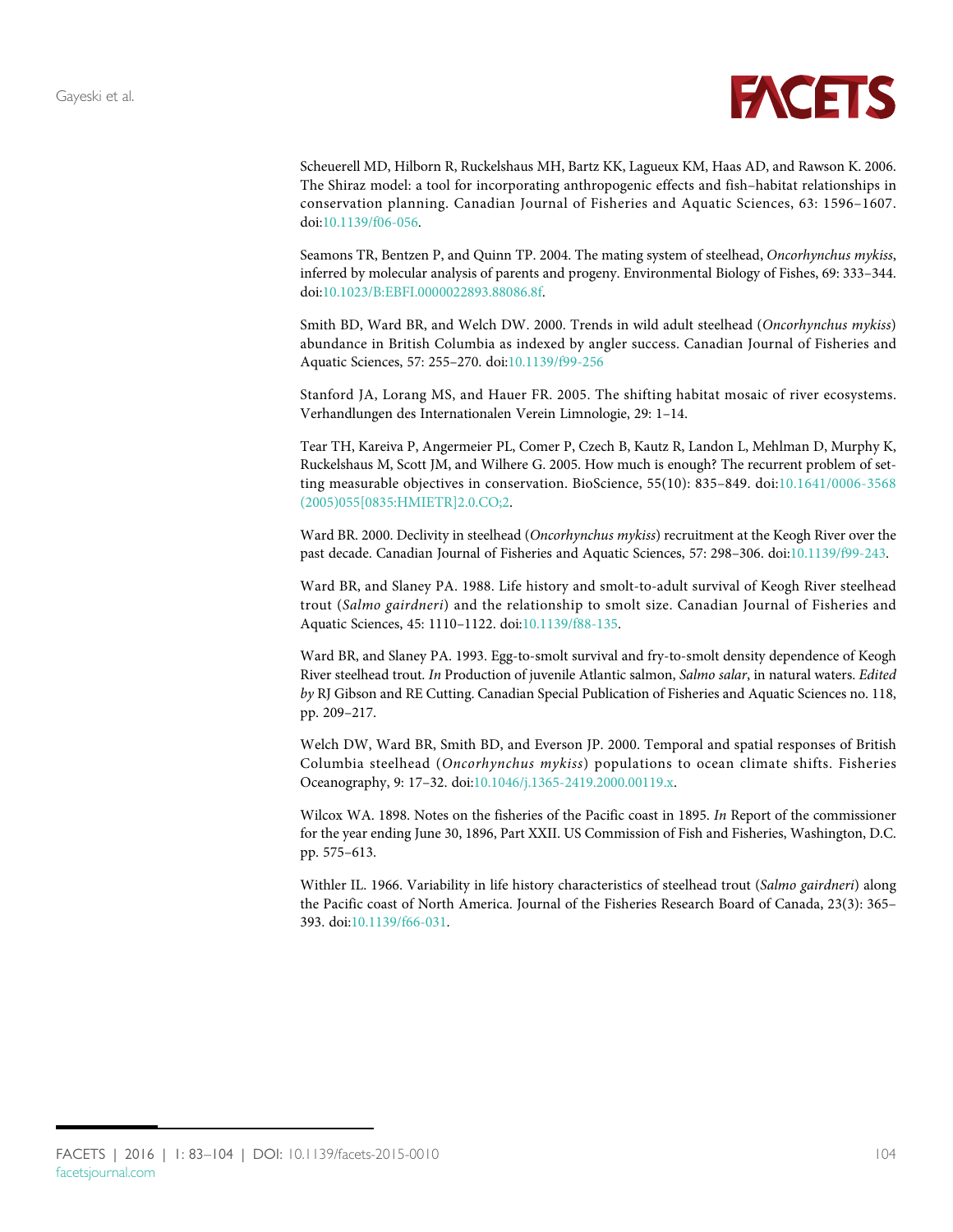Scheuerell MD, Hilborn R, Ruckelshaus MH, Bartz KK, Lagueux KM, Haas AD, and Rawson K. 2006. The Shiraz model: a tool for incorporating anthropogenic effects and fish–habitat relationships in conservation planning. Canadian Journal of Fisheries and Aquatic Sciences, 63: 1596–1607. doi:10.1139/f06-056.

Seamons TR, Bentzen P, and Quinn TP. 2004. The mating system of steelhead, *Oncorhynchus mykiss*, inferred by molecular analysis of parents and progeny. Environmental Biology of Fishes, 69: 333–344. doi:10.1023/B:EBFI.0000022893.88086.8f.

Smith BD, Ward BR, and Welch DW. 2000. Trends in wild adult steelhead (*Oncorhynchus mykiss*) abundance in British Columbia as indexed by angler success. Canadian Journal of Fisheries and Aquatic Sciences, 57: 255–270. doi:10.1139/f99-256

Stanford JA, Lorang MS, and Hauer FR. 2005. The shifting habitat mosaic of river ecosystems. Verhandlungen des Internationalen Verein Limnologie, 29: 1–14.

Tear TH, Kareiva P, Angermeier PL, Comer P, Czech B, Kautz R, Landon L, Mehlman D, Murphy K, Ruckelshaus M, Scott JM, and Wilhere G. 2005. How much is enough? The recurrent problem of setting measurable objectives in conservation. BioScience, 55(10): 835–849. doi:10.1641/0006-3568(2005)055[0835:HMIETR]2.0.CO;2.

Ward BR. 2000. Declivity in steelhead (*Oncorhynchus mykiss*) recruitment at the Keogh River over the past decade. Canadian Journal of Fisheries and Aquatic Sciences, 57: 298–306. doi:10.1139/f99-243.

Ward BR, and Slaney PA. 1988. Life history and smolt-to-adult survival of Keogh River steelhead trout (*Salmo gairdneri*) and the relationship to smolt size. Canadian Journal of Fisheries and Aquatic Sciences, 45: 1110–1122. doi:10.1139/f88-135.

Ward BR, and Slaney PA. 1993. Egg-to-smolt survival and fry-to-smolt density dependence of Keogh River steelhead trout. *In* Production of juvenile Atlantic salmon, *Salmo salar*, in natural waters. *Edited by* RJ Gibson and RE Cutting. Canadian Special Publication of Fisheries and Aquatic Sciences no. 118, pp. 209–217.

Welch DW, Ward BR, Smith BD, and Everson JP. 2000. Temporal and spatial responses of British Columbia steelhead (*Oncorhynchus mykiss*) populations to ocean climate shifts. Fisheries Oceanography, 9: 17–32. doi:10.1046/j.1365-2419.2000.00119.x.

Wilcox WA. 1898. Notes on the fisheries of the Pacific coast in 1895. *In* Report of the commissioner for the year ending June 30, 1896, Part XXII. US Commission of Fish and Fisheries, Washington, D.C. pp. 575–613.

Withler IL. 1966. Variability in life history characteristics of steelhead trout (*Salmo gairdneri*) along the Pacific coast of North America. Journal of the Fisheries Research Board of Canada, 23(3): 365–393. doi:10.1139/f66-031.